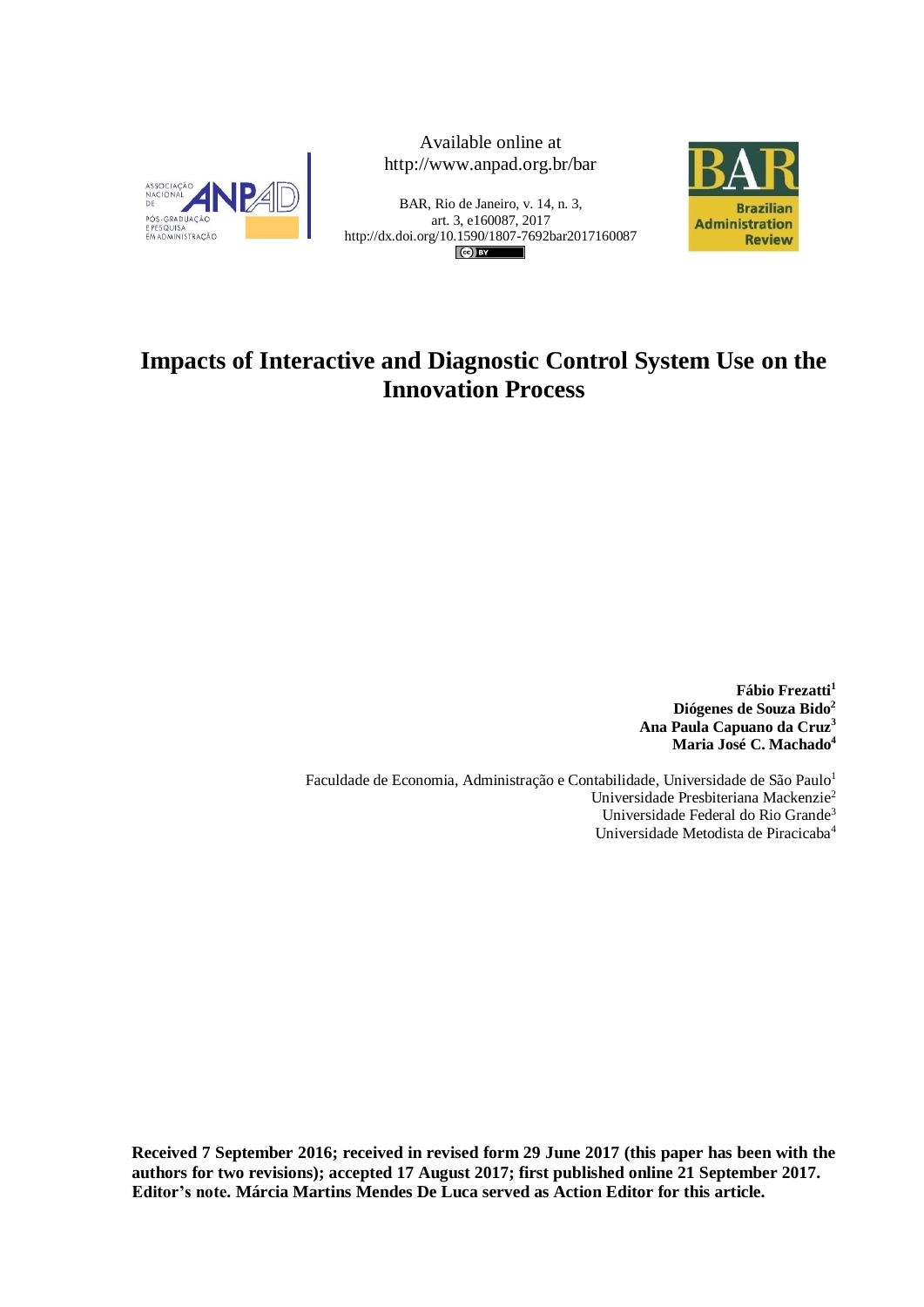Available online at
http://www.anpad.org.br/bar

BAR, Rio de Janeiro, v. 14, n. 3,
art. 3, e160087, 2017
http://dx.doi.org/10.1590/1807-7692bar2017160087

# Impacts of Interactive and Diagnostic Control System Use on the Innovation Process

**Fábio Frezatti[1]**
**Diógenes de Souza Bido[2]**
**Ana Paula Capuano da Cruz[3]**
**Maria José C. Machado[4]**

Faculdade de Economia, Administração e Contabilidade, Universidade de São Paulo[1]
Universidade Presbiteriana Mackenzie[2]
Universidade Federal do Rio Grande[3]
Universidade Metodista de Piracicaba[4]

**Received 7 September 2016; received in revised form 29 June 2017 (this paper has been with the authors for two revisions); accepted 17 August 2017; first published online 21 September 2017. Editor's note. Márcia Martins Mendes De Luca served as Action Editor for this article.**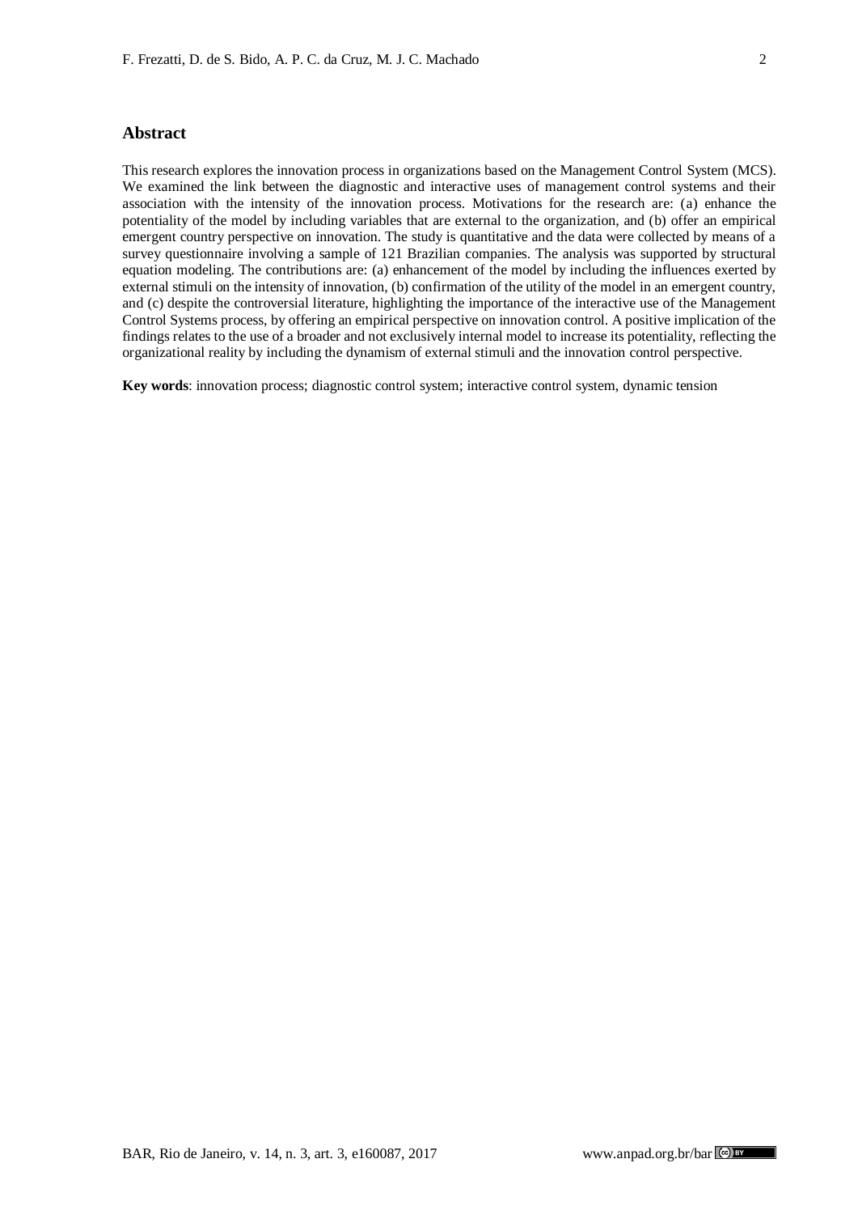## Abstract

This research explores the innovation process in organizations based on the Management Control System (MCS). We examined the link between the diagnostic and interactive uses of management control systems and their association with the intensity of the innovation process. Motivations for the research are: (a) enhance the potentiality of the model by including variables that are external to the organization, and (b) offer an empirical emergent country perspective on innovation. The study is quantitative and the data were collected by means of a survey questionnaire involving a sample of 121 Brazilian companies. The analysis was supported by structural equation modeling. The contributions are: (a) enhancement of the model by including the influences exerted by external stimuli on the intensity of innovation, (b) confirmation of the utility of the model in an emergent country, and (c) despite the controversial literature, highlighting the importance of the interactive use of the Management Control Systems process, by offering an empirical perspective on innovation control. A positive implication of the findings relates to the use of a broader and not exclusively internal model to increase its potentiality, reflecting the organizational reality by including the dynamism of external stimuli and the innovation control perspective.

**Key words**: innovation process; diagnostic control system; interactive control system, dynamic tension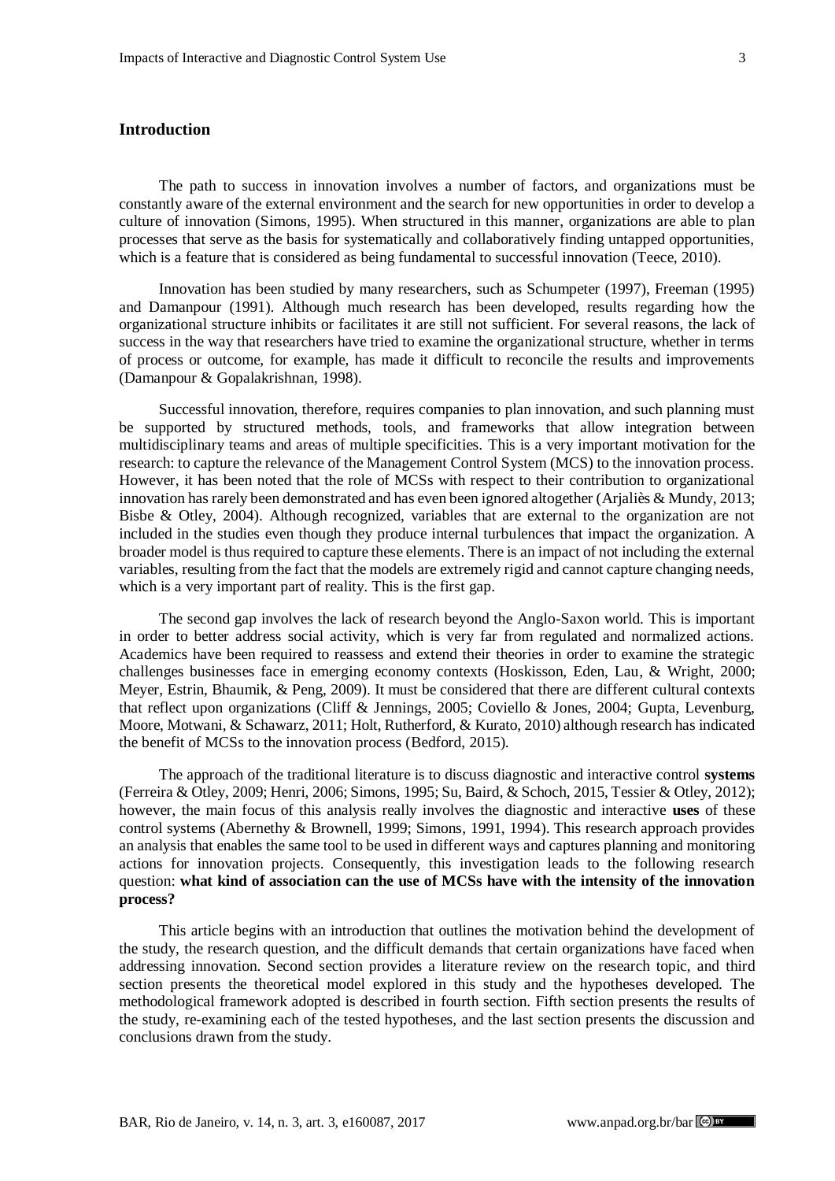## Introduction

The path to success in innovation involves a number of factors, and organizations must be constantly aware of the external environment and the search for new opportunities in order to develop a culture of innovation (Simons, 1995). When structured in this manner, organizations are able to plan processes that serve as the basis for systematically and collaboratively finding untapped opportunities, which is a feature that is considered as being fundamental to successful innovation (Teece, 2010).

Innovation has been studied by many researchers, such as Schumpeter (1997), Freeman (1995) and Damanpour (1991). Although much research has been developed, results regarding how the organizational structure inhibits or facilitates it are still not sufficient. For several reasons, the lack of success in the way that researchers have tried to examine the organizational structure, whether in terms of process or outcome, for example, has made it difficult to reconcile the results and improvements (Damanpour & Gopalakrishnan, 1998).

Successful innovation, therefore, requires companies to plan innovation, and such planning must be supported by structured methods, tools, and frameworks that allow integration between multidisciplinary teams and areas of multiple specificities. This is a very important motivation for the research: to capture the relevance of the Management Control System (MCS) to the innovation process. However, it has been noted that the role of MCSs with respect to their contribution to organizational innovation has rarely been demonstrated and has even been ignored altogether (Arjaliès & Mundy, 2013; Bisbe & Otley, 2004). Although recognized, variables that are external to the organization are not included in the studies even though they produce internal turbulences that impact the organization. A broader model is thus required to capture these elements. There is an impact of not including the external variables, resulting from the fact that the models are extremely rigid and cannot capture changing needs, which is a very important part of reality. This is the first gap.

The second gap involves the lack of research beyond the Anglo-Saxon world. This is important in order to better address social activity, which is very far from regulated and normalized actions. Academics have been required to reassess and extend their theories in order to examine the strategic challenges businesses face in emerging economy contexts (Hoskisson, Eden, Lau, & Wright, 2000; Meyer, Estrin, Bhaumik, & Peng, 2009). It must be considered that there are different cultural contexts that reflect upon organizations (Cliff & Jennings, 2005; Coviello & Jones, 2004; Gupta, Levenburg, Moore, Motwani, & Schawarz, 2011; Holt, Rutherford, & Kurato, 2010) although research has indicated the benefit of MCSs to the innovation process (Bedford, 2015).

The approach of the traditional literature is to discuss diagnostic and interactive control **systems** (Ferreira & Otley, 2009; Henri, 2006; Simons, 1995; Su, Baird, & Schoch, 2015, Tessier & Otley, 2012); however, the main focus of this analysis really involves the diagnostic and interactive **uses** of these control systems (Abernethy & Brownell, 1999; Simons, 1991, 1994). This research approach provides an analysis that enables the same tool to be used in different ways and captures planning and monitoring actions for innovation projects. Consequently, this investigation leads to the following research question: **what kind of association can the use of MCSs have with the intensity of the innovation process?**

This article begins with an introduction that outlines the motivation behind the development of the study, the research question, and the difficult demands that certain organizations have faced when addressing innovation. Second section provides a literature review on the research topic, and third section presents the theoretical model explored in this study and the hypotheses developed. The methodological framework adopted is described in fourth section. Fifth section presents the results of the study, re-examining each of the tested hypotheses, and the last section presents the discussion and conclusions drawn from the study.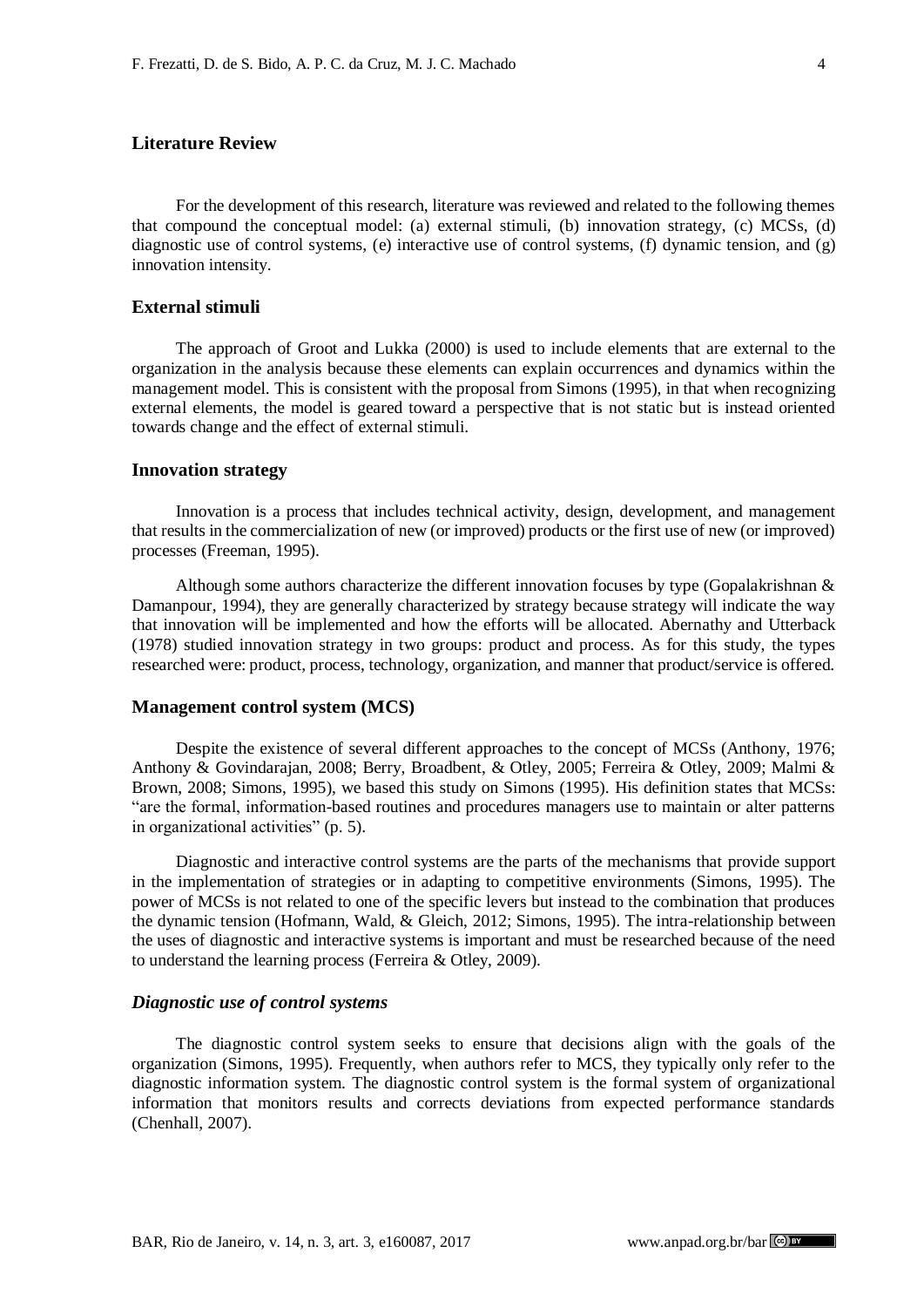## Literature Review

For the development of this research, literature was reviewed and related to the following themes that compound the conceptual model: (a) external stimuli, (b) innovation strategy, (c) MCSs, (d) diagnostic use of control systems, (e) interactive use of control systems, (f) dynamic tension, and (g) innovation intensity.

### External stimuli

The approach of Groot and Lukka (2000) is used to include elements that are external to the organization in the analysis because these elements can explain occurrences and dynamics within the management model. This is consistent with the proposal from Simons (1995), in that when recognizing external elements, the model is geared toward a perspective that is not static but is instead oriented towards change and the effect of external stimuli.

### Innovation strategy

Innovation is a process that includes technical activity, design, development, and management that results in the commercialization of new (or improved) products or the first use of new (or improved) processes (Freeman, 1995).

Although some authors characterize the different innovation focuses by type (Gopalakrishnan & Damanpour, 1994), they are generally characterized by strategy because strategy will indicate the way that innovation will be implemented and how the efforts will be allocated. Abernathy and Utterback (1978) studied innovation strategy in two groups: product and process. As for this study, the types researched were: product, process, technology, organization, and manner that product/service is offered.

### Management control system (MCS)

Despite the existence of several different approaches to the concept of MCSs (Anthony, 1976; Anthony & Govindarajan, 2008; Berry, Broadbent, & Otley, 2005; Ferreira & Otley, 2009; Malmi & Brown, 2008; Simons, 1995), we based this study on Simons (1995). His definition states that MCSs: "are the formal, information-based routines and procedures managers use to maintain or alter patterns in organizational activities" (p. 5).

Diagnostic and interactive control systems are the parts of the mechanisms that provide support in the implementation of strategies or in adapting to competitive environments (Simons, 1995). The power of MCSs is not related to one of the specific levers but instead to the combination that produces the dynamic tension (Hofmann, Wald, & Gleich, 2012; Simons, 1995). The intra-relationship between the uses of diagnostic and interactive systems is important and must be researched because of the need to understand the learning process (Ferreira & Otley, 2009).

#### *Diagnostic use of control systems*

The diagnostic control system seeks to ensure that decisions align with the goals of the organization (Simons, 1995). Frequently, when authors refer to MCS, they typically only refer to the diagnostic information system. The diagnostic control system is the formal system of organizational information that monitors results and corrects deviations from expected performance standards (Chenhall, 2007).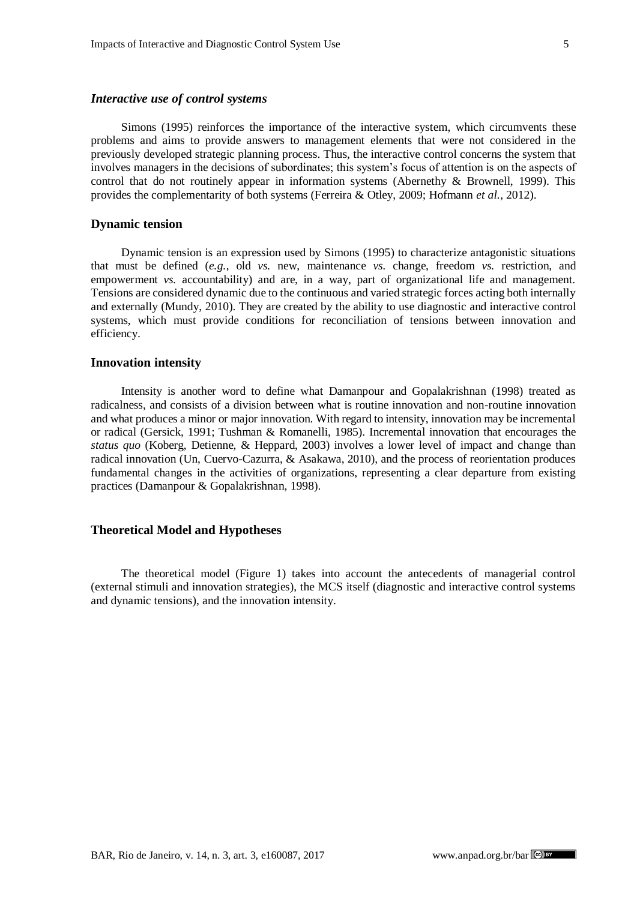### *Interactive use of control systems*

Simons (1995) reinforces the importance of the interactive system, which circumvents these problems and aims to provide answers to management elements that were not considered in the previously developed strategic planning process. Thus, the interactive control concerns the system that involves managers in the decisions of subordinates; this system's focus of attention is on the aspects of control that do not routinely appear in information systems (Abernethy & Brownell, 1999). This provides the complementarity of both systems (Ferreira & Otley, 2009; Hofmann *et al.*, 2012).

### Dynamic tension

Dynamic tension is an expression used by Simons (1995) to characterize antagonistic situations that must be defined (*e.g.*, old *vs.* new, maintenance *vs.* change, freedom *vs.* restriction, and empowerment *vs.* accountability) and are, in a way, part of organizational life and management. Tensions are considered dynamic due to the continuous and varied strategic forces acting both internally and externally (Mundy, 2010). They are created by the ability to use diagnostic and interactive control systems, which must provide conditions for reconciliation of tensions between innovation and efficiency.

### Innovation intensity

Intensity is another word to define what Damanpour and Gopalakrishnan (1998) treated as radicalness, and consists of a division between what is routine innovation and non-routine innovation and what produces a minor or major innovation. With regard to intensity, innovation may be incremental or radical (Gersick, 1991; Tushman & Romanelli, 1985). Incremental innovation that encourages the *status quo* (Koberg, Detienne, & Heppard, 2003) involves a lower level of impact and change than radical innovation (Un, Cuervo-Cazurra, & Asakawa, 2010), and the process of reorientation produces fundamental changes in the activities of organizations, representing a clear departure from existing practices (Damanpour & Gopalakrishnan, 1998).

## Theoretical Model and Hypotheses

The theoretical model (Figure 1) takes into account the antecedents of managerial control (external stimuli and innovation strategies), the MCS itself (diagnostic and interactive control systems and dynamic tensions), and the innovation intensity.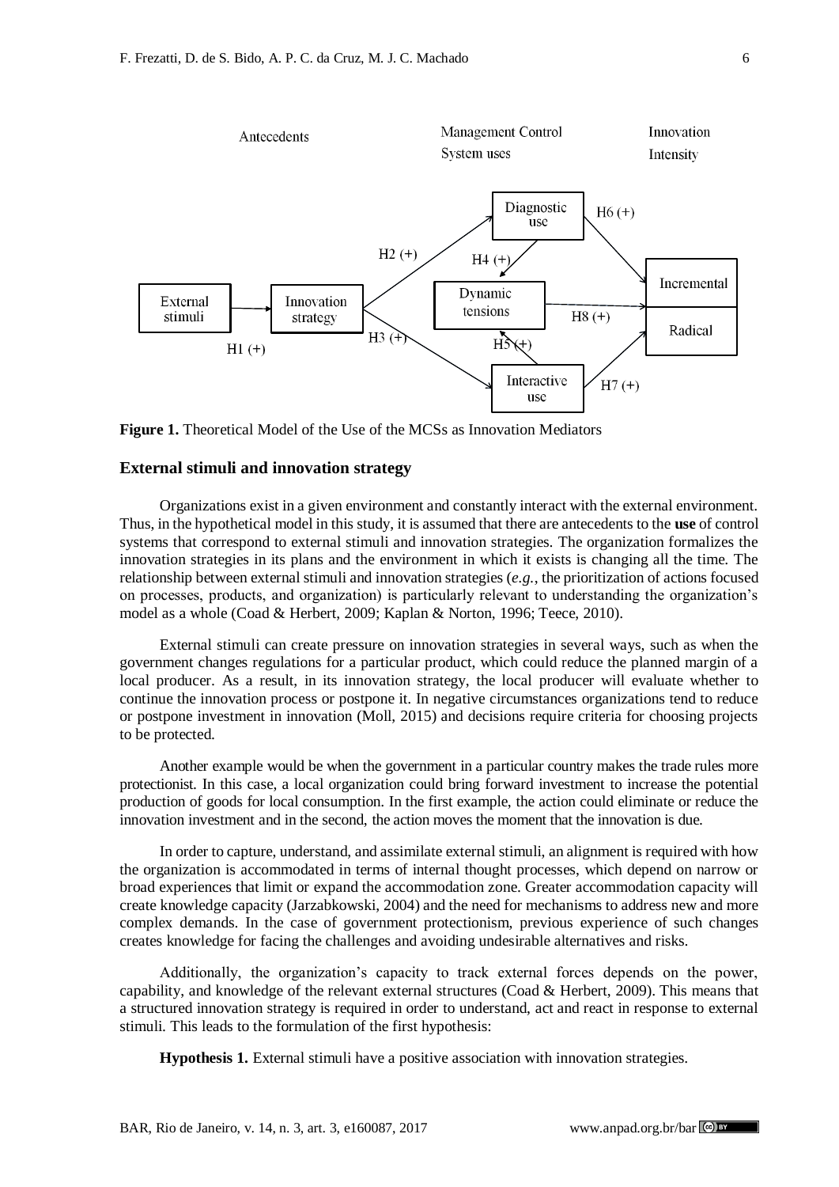Antecedents

Management Control System uses

Innovation Intensity

**Figure 1.** Theoretical Model of the Use of the MCSs as Innovation Mediators

### External stimuli and innovation strategy

Organizations exist in a given environment and constantly interact with the external environment. Thus, in the hypothetical model in this study, it is assumed that there are antecedents to the **use** of control systems that correspond to external stimuli and innovation strategies. The organization formalizes the innovation strategies in its plans and the environment in which it exists is changing all the time. The relationship between external stimuli and innovation strategies (*e.g.*, the prioritization of actions focused on processes, products, and organization) is particularly relevant to understanding the organization's model as a whole (Coad & Herbert, 2009; Kaplan & Norton, 1996; Teece, 2010).

External stimuli can create pressure on innovation strategies in several ways, such as when the government changes regulations for a particular product, which could reduce the planned margin of a local producer. As a result, in its innovation strategy, the local producer will evaluate whether to continue the innovation process or postpone it. In negative circumstances organizations tend to reduce or postpone investment in innovation (Moll, 2015) and decisions require criteria for choosing projects to be protected.

Another example would be when the government in a particular country makes the trade rules more protectionist. In this case, a local organization could bring forward investment to increase the potential production of goods for local consumption. In the first example, the action could eliminate or reduce the innovation investment and in the second, the action moves the moment that the innovation is due.

In order to capture, understand, and assimilate external stimuli, an alignment is required with how the organization is accommodated in terms of internal thought processes, which depend on narrow or broad experiences that limit or expand the accommodation zone. Greater accommodation capacity will create knowledge capacity (Jarzabkowski, 2004) and the need for mechanisms to address new and more complex demands. In the case of government protectionism, previous experience of such changes creates knowledge for facing the challenges and avoiding undesirable alternatives and risks.

Additionally, the organization's capacity to track external forces depends on the power, capability, and knowledge of the relevant external structures (Coad & Herbert, 2009). This means that a structured innovation strategy is required in order to understand, act and react in response to external stimuli. This leads to the formulation of the first hypothesis:

**Hypothesis 1.** External stimuli have a positive association with innovation strategies.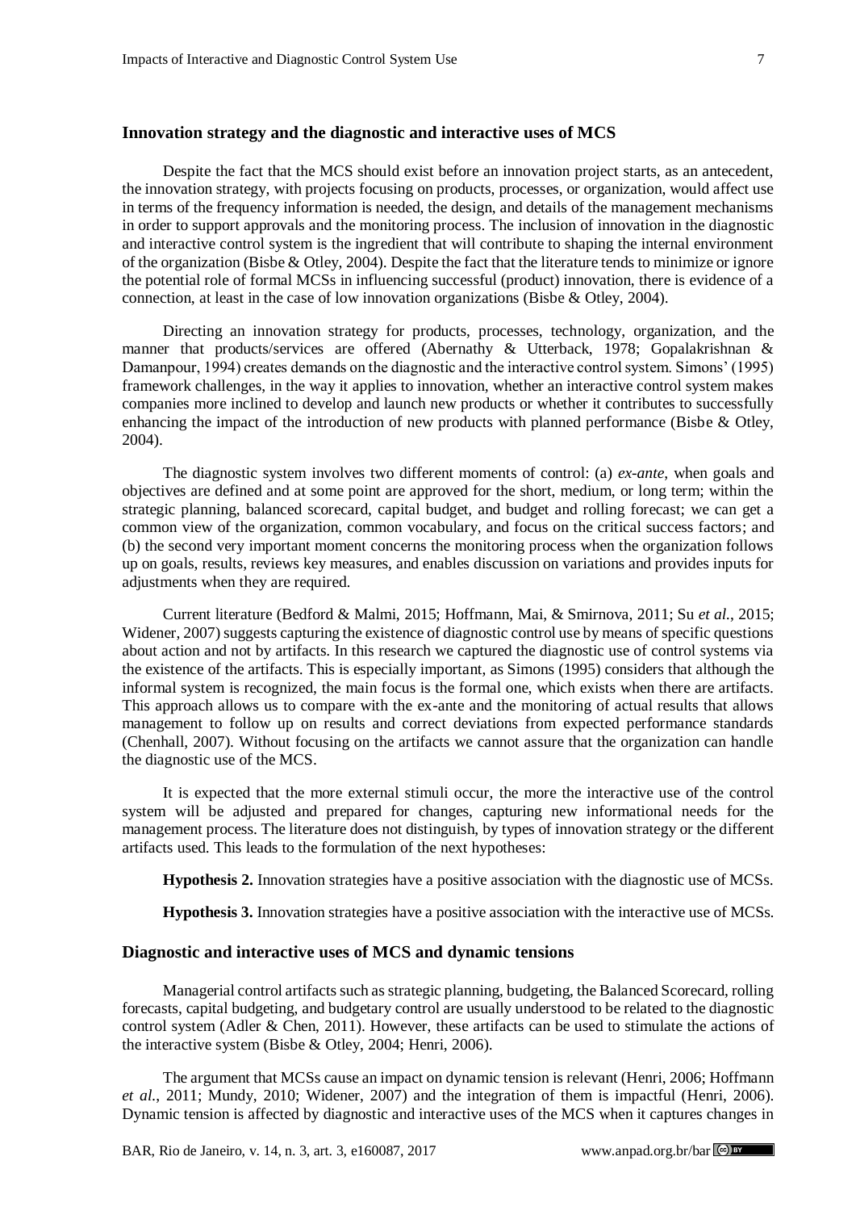### Innovation strategy and the diagnostic and interactive uses of MCS

Despite the fact that the MCS should exist before an innovation project starts, as an antecedent, the innovation strategy, with projects focusing on products, processes, or organization, would affect use in terms of the frequency information is needed, the design, and details of the management mechanisms in order to support approvals and the monitoring process. The inclusion of innovation in the diagnostic and interactive control system is the ingredient that will contribute to shaping the internal environment of the organization (Bisbe & Otley, 2004). Despite the fact that the literature tends to minimize or ignore the potential role of formal MCSs in influencing successful (product) innovation, there is evidence of a connection, at least in the case of low innovation organizations (Bisbe & Otley, 2004).

Directing an innovation strategy for products, processes, technology, organization, and the manner that products/services are offered (Abernathy & Utterback, 1978; Gopalakrishnan & Damanpour, 1994) creates demands on the diagnostic and the interactive control system. Simons' (1995) framework challenges, in the way it applies to innovation, whether an interactive control system makes companies more inclined to develop and launch new products or whether it contributes to successfully enhancing the impact of the introduction of new products with planned performance (Bisbe & Otley, 2004).

The diagnostic system involves two different moments of control: (a) *ex-ante*, when goals and objectives are defined and at some point are approved for the short, medium, or long term; within the strategic planning, balanced scorecard, capital budget, and budget and rolling forecast; we can get a common view of the organization, common vocabulary, and focus on the critical success factors; and (b) the second very important moment concerns the monitoring process when the organization follows up on goals, results, reviews key measures, and enables discussion on variations and provides inputs for adjustments when they are required.

Current literature (Bedford & Malmi, 2015; Hoffmann, Mai, & Smirnova, 2011; Su *et al.*, 2015; Widener, 2007) suggests capturing the existence of diagnostic control use by means of specific questions about action and not by artifacts. In this research we captured the diagnostic use of control systems via the existence of the artifacts. This is especially important, as Simons (1995) considers that although the informal system is recognized, the main focus is the formal one, which exists when there are artifacts. This approach allows us to compare with the ex-ante and the monitoring of actual results that allows management to follow up on results and correct deviations from expected performance standards (Chenhall, 2007). Without focusing on the artifacts we cannot assure that the organization can handle the diagnostic use of the MCS.

It is expected that the more external stimuli occur, the more the interactive use of the control system will be adjusted and prepared for changes, capturing new informational needs for the management process. The literature does not distinguish, by types of innovation strategy or the different artifacts used. This leads to the formulation of the next hypotheses:

**Hypothesis 2.** Innovation strategies have a positive association with the diagnostic use of MCSs.

**Hypothesis 3.** Innovation strategies have a positive association with the interactive use of MCSs.

### Diagnostic and interactive uses of MCS and dynamic tensions

Managerial control artifacts such as strategic planning, budgeting, the Balanced Scorecard, rolling forecasts, capital budgeting, and budgetary control are usually understood to be related to the diagnostic control system (Adler & Chen, 2011). However, these artifacts can be used to stimulate the actions of the interactive system (Bisbe & Otley, 2004; Henri, 2006).

The argument that MCSs cause an impact on dynamic tension is relevant (Henri, 2006; Hoffmann *et al.*, 2011; Mundy, 2010; Widener, 2007) and the integration of them is impactful (Henri, 2006). Dynamic tension is affected by diagnostic and interactive uses of the MCS when it captures changes in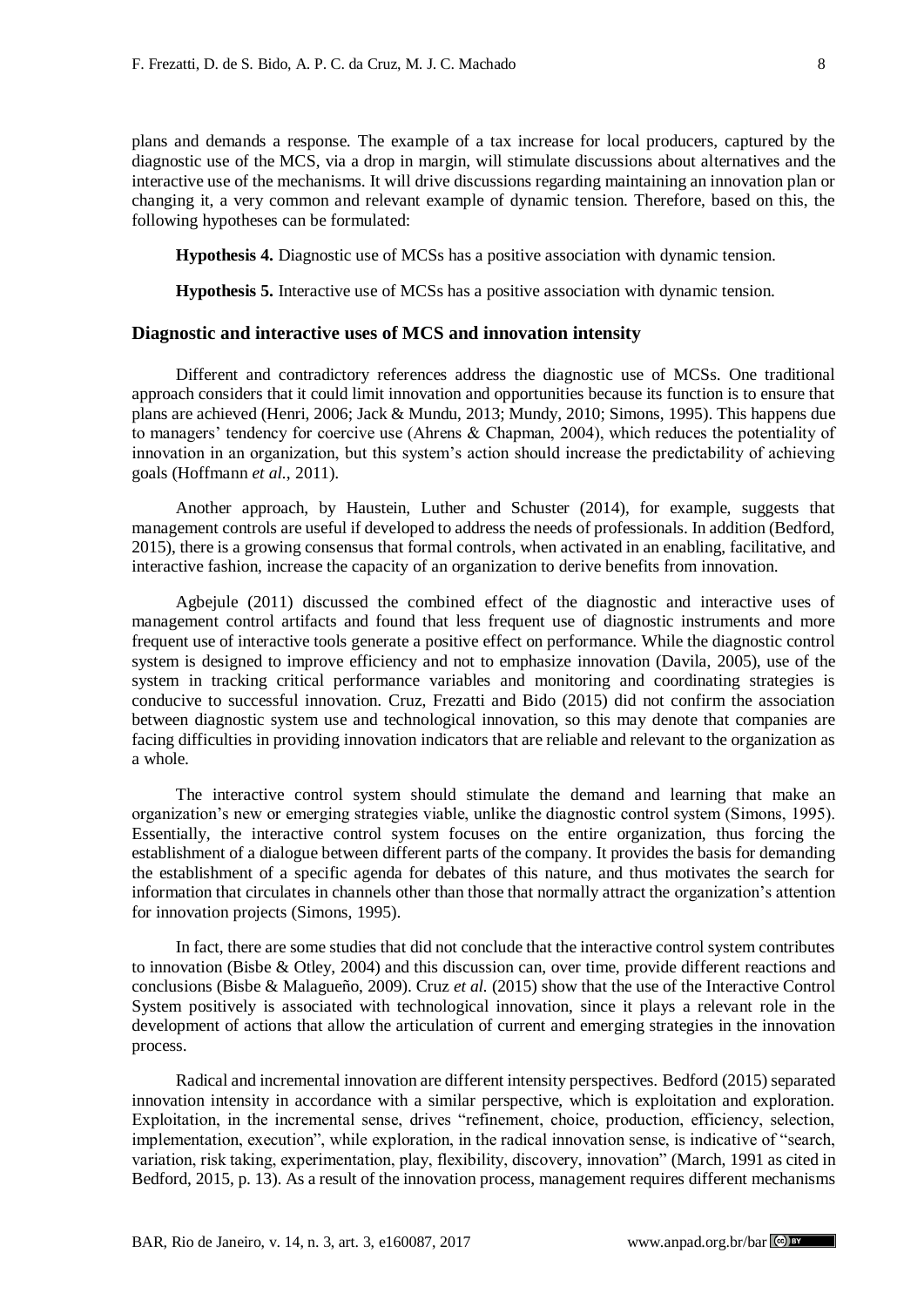plans and demands a response. The example of a tax increase for local producers, captured by the diagnostic use of the MCS, via a drop in margin, will stimulate discussions about alternatives and the interactive use of the mechanisms. It will drive discussions regarding maintaining an innovation plan or changing it, a very common and relevant example of dynamic tension. Therefore, based on this, the following hypotheses can be formulated:

**Hypothesis 4.** Diagnostic use of MCSs has a positive association with dynamic tension.

**Hypothesis 5.** Interactive use of MCSs has a positive association with dynamic tension.

### Diagnostic and interactive uses of MCS and innovation intensity

Different and contradictory references address the diagnostic use of MCSs. One traditional approach considers that it could limit innovation and opportunities because its function is to ensure that plans are achieved (Henri, 2006; Jack & Mundu, 2013; Mundy, 2010; Simons, 1995). This happens due to managers' tendency for coercive use (Ahrens & Chapman, 2004), which reduces the potentiality of innovation in an organization, but this system's action should increase the predictability of achieving goals (Hoffmann *et al.*, 2011).

Another approach, by Haustein, Luther and Schuster (2014), for example, suggests that management controls are useful if developed to address the needs of professionals. In addition (Bedford, 2015), there is a growing consensus that formal controls, when activated in an enabling, facilitative, and interactive fashion, increase the capacity of an organization to derive benefits from innovation.

Agbejule (2011) discussed the combined effect of the diagnostic and interactive uses of management control artifacts and found that less frequent use of diagnostic instruments and more frequent use of interactive tools generate a positive effect on performance. While the diagnostic control system is designed to improve efficiency and not to emphasize innovation (Davila, 2005), use of the system in tracking critical performance variables and monitoring and coordinating strategies is conducive to successful innovation. Cruz, Frezatti and Bido (2015) did not confirm the association between diagnostic system use and technological innovation, so this may denote that companies are facing difficulties in providing innovation indicators that are reliable and relevant to the organization as a whole.

The interactive control system should stimulate the demand and learning that make an organization's new or emerging strategies viable, unlike the diagnostic control system (Simons, 1995). Essentially, the interactive control system focuses on the entire organization, thus forcing the establishment of a dialogue between different parts of the company. It provides the basis for demanding the establishment of a specific agenda for debates of this nature, and thus motivates the search for information that circulates in channels other than those that normally attract the organization's attention for innovation projects (Simons, 1995).

In fact, there are some studies that did not conclude that the interactive control system contributes to innovation (Bisbe & Otley, 2004) and this discussion can, over time, provide different reactions and conclusions (Bisbe & Malagueño, 2009). Cruz *et al.* (2015) show that the use of the Interactive Control System positively is associated with technological innovation, since it plays a relevant role in the development of actions that allow the articulation of current and emerging strategies in the innovation process.

Radical and incremental innovation are different intensity perspectives. Bedford (2015) separated innovation intensity in accordance with a similar perspective, which is exploitation and exploration. Exploitation, in the incremental sense, drives "refinement, choice, production, efficiency, selection, implementation, execution", while exploration, in the radical innovation sense, is indicative of "search, variation, risk taking, experimentation, play, flexibility, discovery, innovation" (March, 1991 as cited in Bedford, 2015, p. 13). As a result of the innovation process, management requires different mechanisms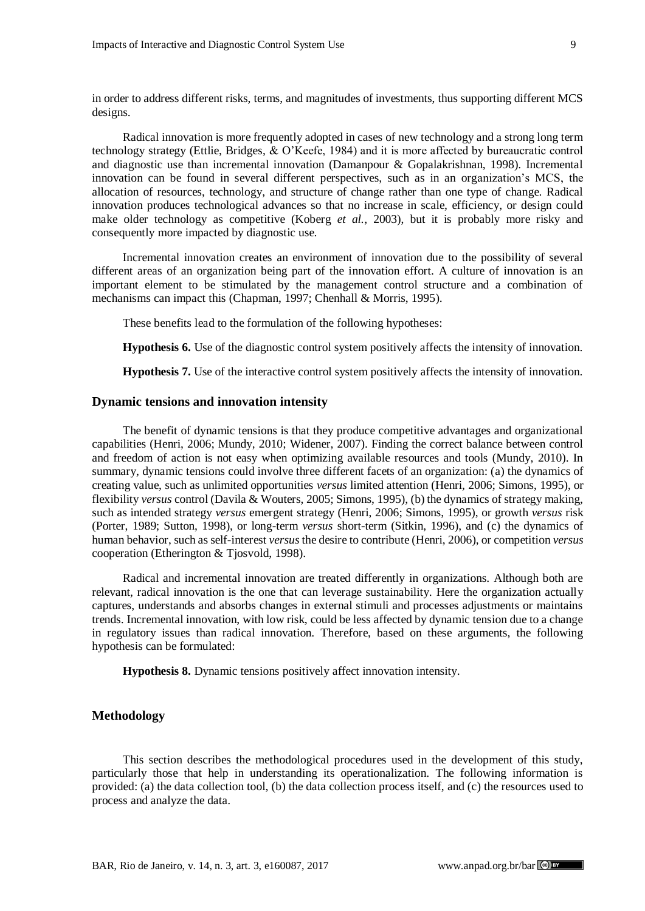in order to address different risks, terms, and magnitudes of investments, thus supporting different MCS designs.

Radical innovation is more frequently adopted in cases of new technology and a strong long term technology strategy (Ettlie, Bridges, & O'Keefe, 1984) and it is more affected by bureaucratic control and diagnostic use than incremental innovation (Damanpour & Gopalakrishnan, 1998). Incremental innovation can be found in several different perspectives, such as in an organization's MCS, the allocation of resources, technology, and structure of change rather than one type of change. Radical innovation produces technological advances so that no increase in scale, efficiency, or design could make older technology as competitive (Koberg *et al.*, 2003), but it is probably more risky and consequently more impacted by diagnostic use.

Incremental innovation creates an environment of innovation due to the possibility of several different areas of an organization being part of the innovation effort. A culture of innovation is an important element to be stimulated by the management control structure and a combination of mechanisms can impact this (Chapman, 1997; Chenhall & Morris, 1995).

These benefits lead to the formulation of the following hypotheses:

**Hypothesis 6.** Use of the diagnostic control system positively affects the intensity of innovation.

**Hypothesis 7.** Use of the interactive control system positively affects the intensity of innovation.

### Dynamic tensions and innovation intensity

The benefit of dynamic tensions is that they produce competitive advantages and organizational capabilities (Henri, 2006; Mundy, 2010; Widener, 2007). Finding the correct balance between control and freedom of action is not easy when optimizing available resources and tools (Mundy, 2010). In summary, dynamic tensions could involve three different facets of an organization: (a) the dynamics of creating value, such as unlimited opportunities *versus* limited attention (Henri, 2006; Simons, 1995), or flexibility *versus* control (Davila & Wouters, 2005; Simons, 1995), (b) the dynamics of strategy making, such as intended strategy *versus* emergent strategy (Henri, 2006; Simons, 1995), or growth *versus* risk (Porter, 1989; Sutton, 1998), or long-term *versus* short-term (Sitkin, 1996), and (c) the dynamics of human behavior, such as self-interest *versus* the desire to contribute (Henri, 2006), or competition *versus* cooperation (Etherington & Tjosvold, 1998).

Radical and incremental innovation are treated differently in organizations. Although both are relevant, radical innovation is the one that can leverage sustainability. Here the organization actually captures, understands and absorbs changes in external stimuli and processes adjustments or maintains trends. Incremental innovation, with low risk, could be less affected by dynamic tension due to a change in regulatory issues than radical innovation. Therefore, based on these arguments, the following hypothesis can be formulated:

**Hypothesis 8.** Dynamic tensions positively affect innovation intensity.

## Methodology

This section describes the methodological procedures used in the development of this study, particularly those that help in understanding its operationalization. The following information is provided: (a) the data collection tool, (b) the data collection process itself, and (c) the resources used to process and analyze the data.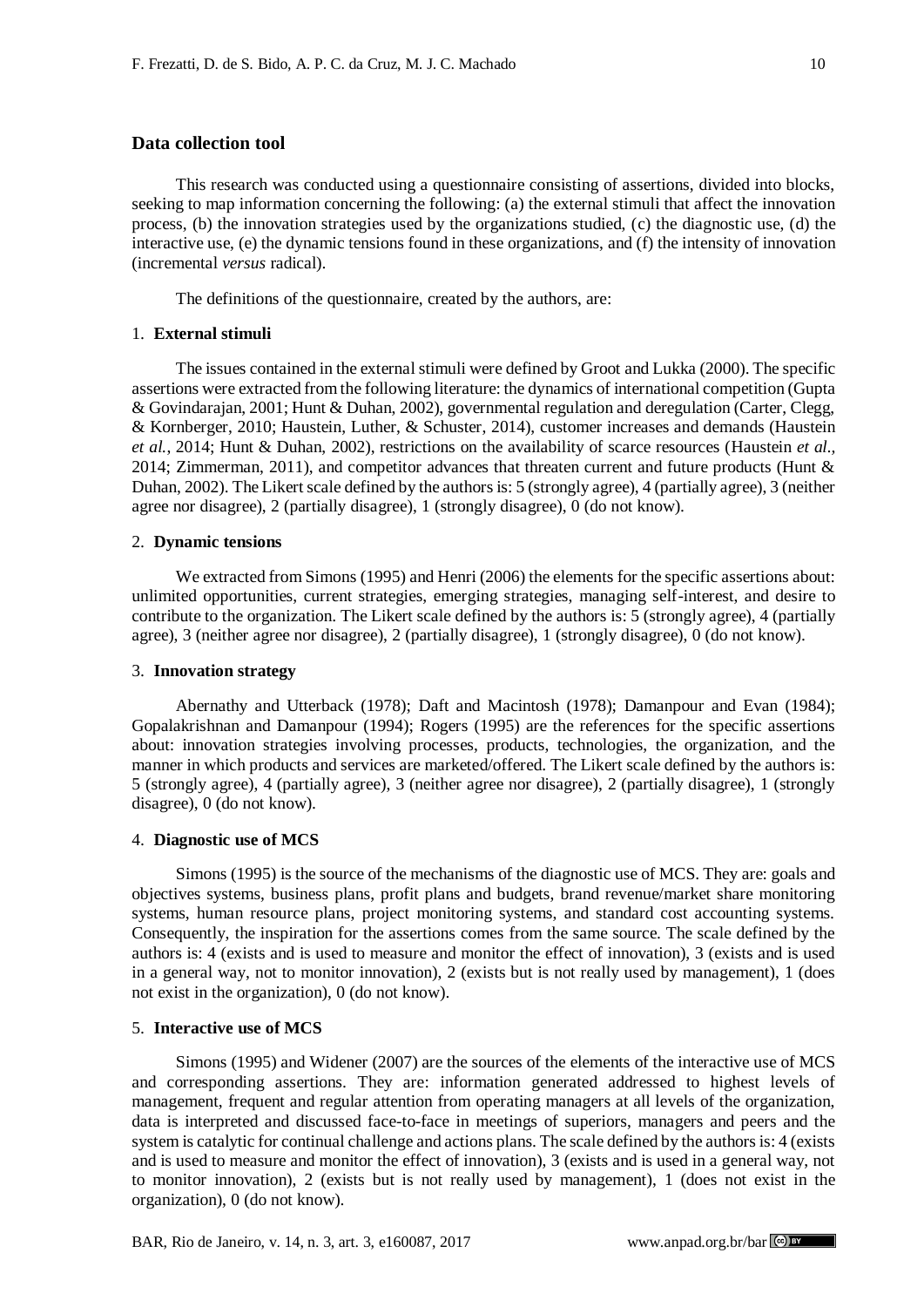## Data collection tool

This research was conducted using a questionnaire consisting of assertions, divided into blocks, seeking to map information concerning the following: (a) the external stimuli that affect the innovation process, (b) the innovation strategies used by the organizations studied, (c) the diagnostic use, (d) the interactive use, (e) the dynamic tensions found in these organizations, and (f) the intensity of innovation (incremental *versus* radical).

The definitions of the questionnaire, created by the authors, are:

1. **External stimuli**

The issues contained in the external stimuli were defined by Groot and Lukka (2000). The specific assertions were extracted from the following literature: the dynamics of international competition (Gupta & Govindarajan, 2001; Hunt & Duhan, 2002), governmental regulation and deregulation (Carter, Clegg, & Kornberger, 2010; Haustein, Luther, & Schuster, 2014), customer increases and demands (Haustein *et al.*, 2014; Hunt & Duhan, 2002), restrictions on the availability of scarce resources (Haustein *et al.*, 2014; Zimmerman, 2011), and competitor advances that threaten current and future products (Hunt & Duhan, 2002). The Likert scale defined by the authors is: 5 (strongly agree), 4 (partially agree), 3 (neither agree nor disagree), 2 (partially disagree), 1 (strongly disagree), 0 (do not know).

2. **Dynamic tensions**

We extracted from Simons (1995) and Henri (2006) the elements for the specific assertions about: unlimited opportunities, current strategies, emerging strategies, managing self-interest, and desire to contribute to the organization. The Likert scale defined by the authors is: 5 (strongly agree), 4 (partially agree), 3 (neither agree nor disagree), 2 (partially disagree), 1 (strongly disagree), 0 (do not know).

3. **Innovation strategy**

Abernathy and Utterback (1978); Daft and Macintosh (1978); Damanpour and Evan (1984); Gopalakrishnan and Damanpour (1994); Rogers (1995) are the references for the specific assertions about: innovation strategies involving processes, products, technologies, the organization, and the manner in which products and services are marketed/offered. The Likert scale defined by the authors is: 5 (strongly agree), 4 (partially agree), 3 (neither agree nor disagree), 2 (partially disagree), 1 (strongly disagree), 0 (do not know).

4. **Diagnostic use of MCS**

Simons (1995) is the source of the mechanisms of the diagnostic use of MCS. They are: goals and objectives systems, business plans, profit plans and budgets, brand revenue/market share monitoring systems, human resource plans, project monitoring systems, and standard cost accounting systems. Consequently, the inspiration for the assertions comes from the same source. The scale defined by the authors is: 4 (exists and is used to measure and monitor the effect of innovation), 3 (exists and is used in a general way, not to monitor innovation), 2 (exists but is not really used by management), 1 (does not exist in the organization), 0 (do not know).

5. **Interactive use of MCS**

Simons (1995) and Widener (2007) are the sources of the elements of the interactive use of MCS and corresponding assertions. They are: information generated addressed to highest levels of management, frequent and regular attention from operating managers at all levels of the organization, data is interpreted and discussed face-to-face in meetings of superiors, managers and peers and the system is catalytic for continual challenge and actions plans. The scale defined by the authors is: 4 (exists and is used to measure and monitor the effect of innovation), 3 (exists and is used in a general way, not to monitor innovation), 2 (exists but is not really used by management), 1 (does not exist in the organization), 0 (do not know).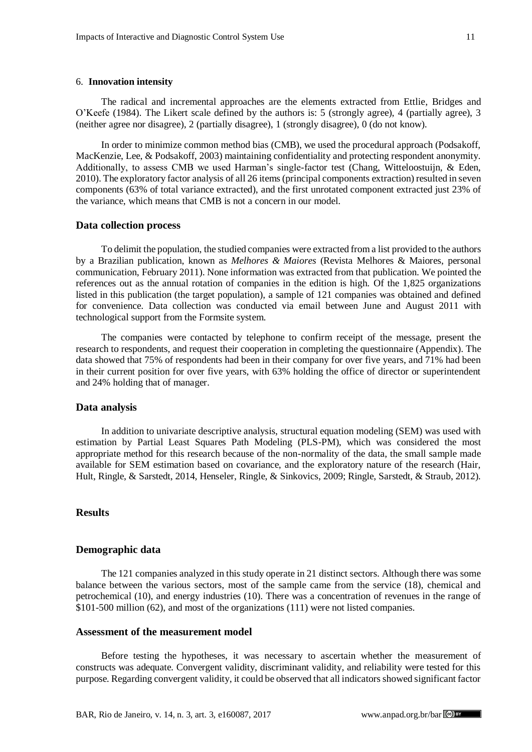6. **Innovation intensity**

The radical and incremental approaches are the elements extracted from Ettlie, Bridges and O'Keefe (1984). The Likert scale defined by the authors is: 5 (strongly agree), 4 (partially agree), 3 (neither agree nor disagree), 2 (partially disagree), 1 (strongly disagree), 0 (do not know).

In order to minimize common method bias (CMB), we used the procedural approach (Podsakoff, MacKenzie, Lee, & Podsakoff, 2003) maintaining confidentiality and protecting respondent anonymity. Additionally, to assess CMB we used Harman's single-factor test (Chang, Witteloostuijn, & Eden, 2010). The exploratory factor analysis of all 26 items (principal components extraction) resulted in seven components (63% of total variance extracted), and the first unrotated component extracted just 23% of the variance, which means that CMB is not a concern in our model.

## Data collection process

To delimit the population, the studied companies were extracted from a list provided to the authors by a Brazilian publication, known as *Melhores & Maiores* (Revista Melhores & Maiores, personal communication, February 2011). None information was extracted from that publication. We pointed the references out as the annual rotation of companies in the edition is high. Of the 1,825 organizations listed in this publication (the target population), a sample of 121 companies was obtained and defined for convenience. Data collection was conducted via email between June and August 2011 with technological support from the Formsite system.

The companies were contacted by telephone to confirm receipt of the message, present the research to respondents, and request their cooperation in completing the questionnaire (Appendix). The data showed that 75% of respondents had been in their company for over five years, and 71% had been in their current position for over five years, with 63% holding the office of director or superintendent and 24% holding that of manager.

## Data analysis

In addition to univariate descriptive analysis, structural equation modeling (SEM) was used with estimation by Partial Least Squares Path Modeling (PLS-PM), which was considered the most appropriate method for this research because of the non-normality of the data, the small sample made available for SEM estimation based on covariance, and the exploratory nature of the research (Hair, Hult, Ringle, & Sarstedt, 2014, Henseler, Ringle, & Sinkovics, 2009; Ringle, Sarstedt, & Straub, 2012).

# Results

## Demographic data

The 121 companies analyzed in this study operate in 21 distinct sectors. Although there was some balance between the various sectors, most of the sample came from the service (18), chemical and petrochemical (10), and energy industries (10). There was a concentration of revenues in the range of \$101-500 million (62), and most of the organizations (111) were not listed companies.

## Assessment of the measurement model

Before testing the hypotheses, it was necessary to ascertain whether the measurement of constructs was adequate. Convergent validity, discriminant validity, and reliability were tested for this purpose. Regarding convergent validity, it could be observed that all indicators showed significant factor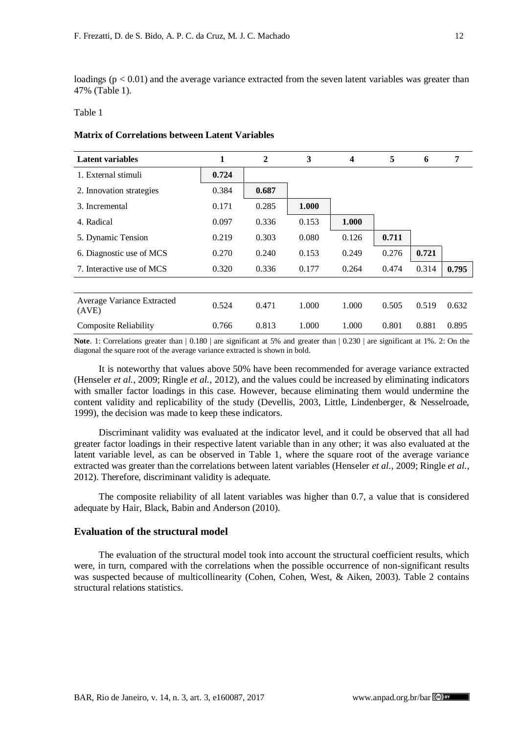loadings ($p < 0.01$) and the average variance extracted from the seven latent variables was greater than 47% (Table 1).

Table 1

**Matrix of Correlations between Latent Variables**

| Latent variables | 1 | 2 | 3 | 4 | 5 | 6 | 7 |
|---|---|---|---|---|---|---|---|
| 1. External stimuli | **0.724** | | | | | | |
| 2. Innovation strategies | 0.384 | **0.687** | | | | | |
| 3. Incremental | 0.171 | 0.285 | **1.000** | | | | |
| 4. Radical | 0.097 | 0.336 | 0.153 | **1.000** | | | |
| 5. Dynamic Tension | 0.219 | 0.303 | 0.080 | 0.126 | **0.711** | | |
| 6. Diagnostic use of MCS | 0.270 | 0.240 | 0.153 | 0.249 | 0.276 | **0.721** | |
| 7. Interactive use of MCS | 0.320 | 0.336 | 0.177 | 0.264 | 0.474 | 0.314 | **0.795** |
| Average Variance Extracted (AVE) | 0.524 | 0.471 | 1.000 | 1.000 | 0.505 | 0.519 | 0.632 |
| Composite Reliability | 0.766 | 0.813 | 1.000 | 1.000 | 0.801 | 0.881 | 0.895 |

**Note**. 1: Correlations greater than | 0.180 | are significant at 5% and greater than | 0.230 | are significant at 1%. 2: On the diagonal the square root of the average variance extracted is shown in bold.

It is noteworthy that values above 50% have been recommended for average variance extracted (Henseler *et al.*, 2009; Ringle *et al.*, 2012), and the values could be increased by eliminating indicators with smaller factor loadings in this case. However, because eliminating them would undermine the content validity and replicability of the study (Devellis, 2003, Little, Lindenberger, & Nesselroade, 1999), the decision was made to keep these indicators.

Discriminant validity was evaluated at the indicator level, and it could be observed that all had greater factor loadings in their respective latent variable than in any other; it was also evaluated at the latent variable level, as can be observed in Table 1, where the square root of the average variance extracted was greater than the correlations between latent variables (Henseler *et al.*, 2009; Ringle *et al.*, 2012). Therefore, discriminant validity is adequate.

The composite reliability of all latent variables was higher than 0.7, a value that is considered adequate by Hair, Black, Babin and Anderson (2010).

## Evaluation of the structural model

The evaluation of the structural model took into account the structural coefficient results, which were, in turn, compared with the correlations when the possible occurrence of non-significant results was suspected because of multicollinearity (Cohen, Cohen, West, & Aiken, 2003). Table 2 contains structural relations statistics.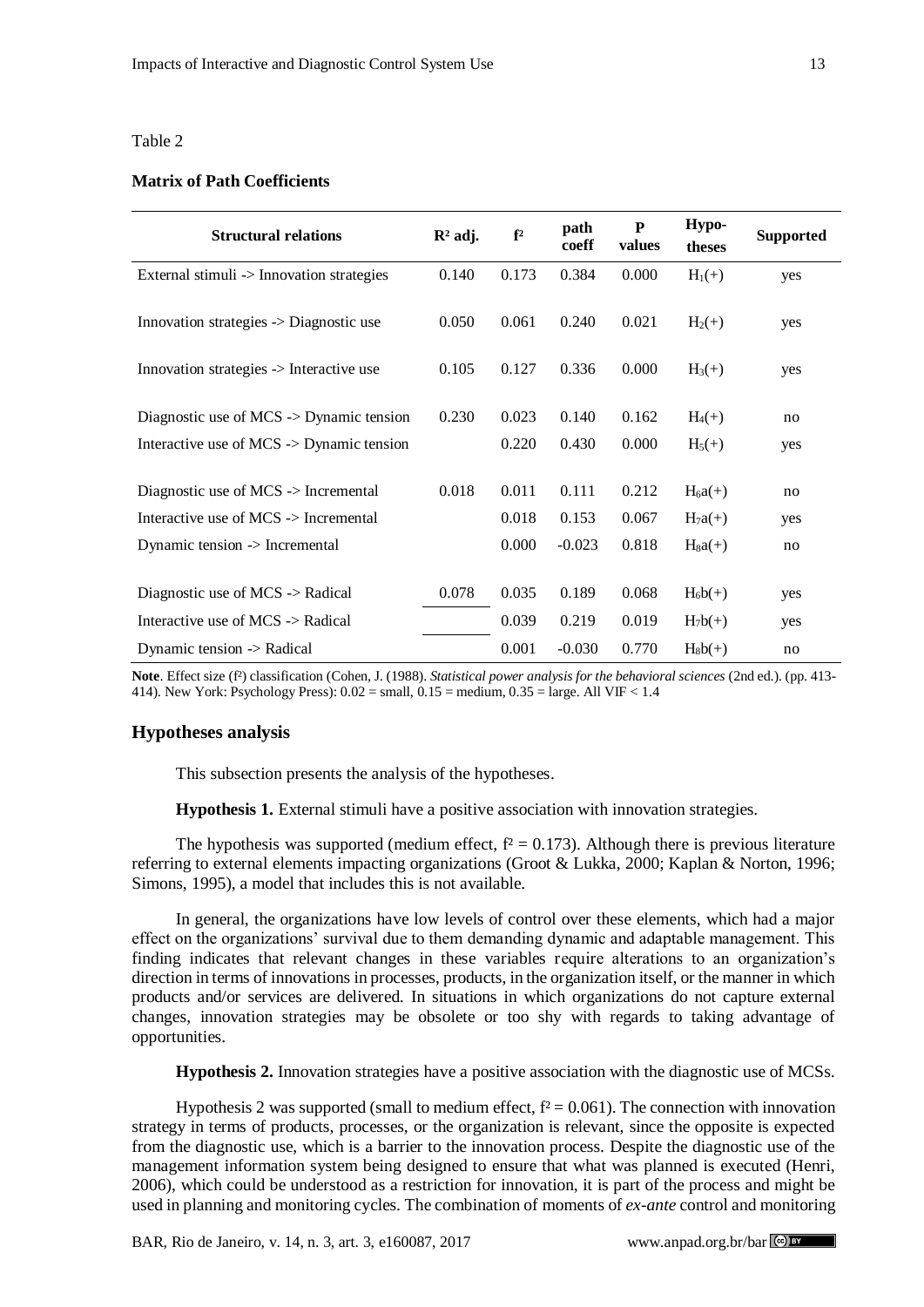Table 2

**Matrix of Path Coefficients**

| Structural relations | $R^2$ adj. | $f^2$ | path coeff | P values | Hypo-theses | Supported |
|---|---|---|---|---|---|---|
| External stimuli -> Innovation strategies | 0.140 | 0.173 | 0.384 | 0.000 | $H_1(+)$ | yes |
| Innovation strategies -> Diagnostic use | 0.050 | 0.061 | 0.240 | 0.021 | $H_2(+)$ | yes |
| Innovation strategies -> Interactive use | 0.105 | 0.127 | 0.336 | 0.000 | $H_3(+)$ | yes |
| Diagnostic use of MCS -> Dynamic tension | 0.230 | 0.023 | 0.140 | 0.162 | $H_4(+)$ | no |
| Interactive use of MCS -> Dynamic tension | | 0.220 | 0.430 | 0.000 | $H_5(+)$ | yes |
| Diagnostic use of MCS -> Incremental | 0.018 | 0.011 | 0.111 | 0.212 | $H_6a(+)$ | no |
| Interactive use of MCS -> Incremental | | 0.018 | 0.153 | 0.067 | $H_7a(+)$ | yes |
| Dynamic tension -> Incremental | | 0.000 | -0.023 | 0.818 | $H_8a(+)$ | no |
| Diagnostic use of MCS -> Radical | 0.078 | 0.035 | 0.189 | 0.068 | $H_6b(+)$ | yes |
| Interactive use of MCS -> Radical | | 0.039 | 0.219 | 0.019 | $H_7b(+)$ | yes |
| Dynamic tension -> Radical | | 0.001 | -0.030 | 0.770 | $H_8b(+)$ | no |

**Note**. Effect size ($f^2$) classification (Cohen, J. (1988). *Statistical power analysis for the behavioral sciences* (2nd ed.). (pp. 413-414). New York: Psychology Press): 0.02 = small, 0.15 = medium, 0.35 = large. All VIF < 1.4

## Hypotheses analysis

This subsection presents the analysis of the hypotheses.

**Hypothesis 1.** External stimuli have a positive association with innovation strategies.

The hypothesis was supported (medium effect, $f^2 = 0.173$). Although there is previous literature referring to external elements impacting organizations (Groot & Lukka, 2000; Kaplan & Norton, 1996; Simons, 1995), a model that includes this is not available.

In general, the organizations have low levels of control over these elements, which had a major effect on the organizations' survival due to them demanding dynamic and adaptable management. This finding indicates that relevant changes in these variables require alterations to an organization's direction in terms of innovations in processes, products, in the organization itself, or the manner in which products and/or services are delivered. In situations in which organizations do not capture external changes, innovation strategies may be obsolete or too shy with regards to taking advantage of opportunities.

**Hypothesis 2.** Innovation strategies have a positive association with the diagnostic use of MCSs.

Hypothesis 2 was supported (small to medium effect, $f^2 = 0.061$). The connection with innovation strategy in terms of products, processes, or the organization is relevant, since the opposite is expected from the diagnostic use, which is a barrier to the innovation process. Despite the diagnostic use of the management information system being designed to ensure that what was planned is executed (Henri, 2006), which could be understood as a restriction for innovation, it is part of the process and might be used in planning and monitoring cycles. The combination of moments of *ex-ante* control and monitoring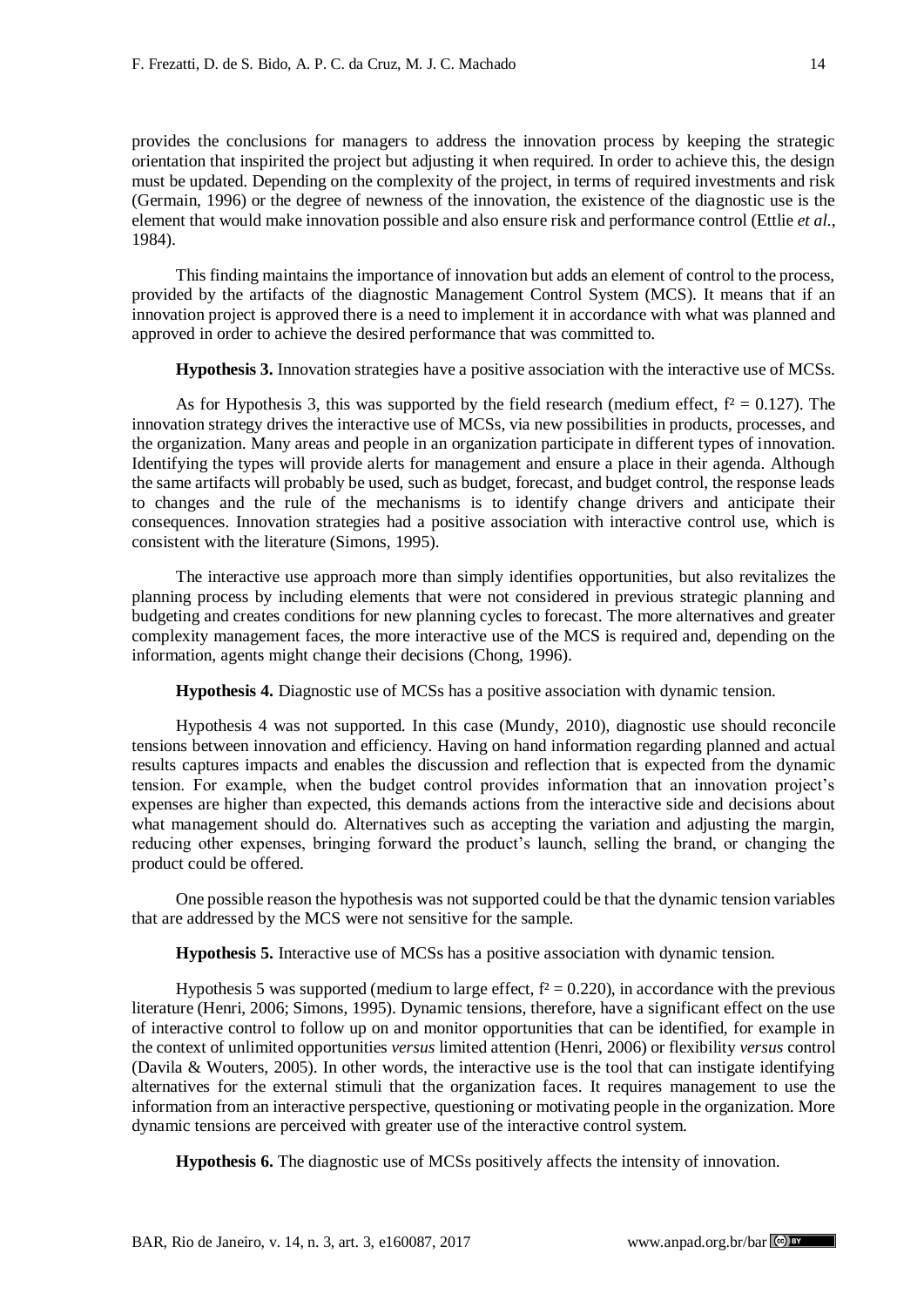provides the conclusions for managers to address the innovation process by keeping the strategic orientation that inspirited the project but adjusting it when required. In order to achieve this, the design must be updated. Depending on the complexity of the project, in terms of required investments and risk (Germain, 1996) or the degree of newness of the innovation, the existence of the diagnostic use is the element that would make innovation possible and also ensure risk and performance control (Ettlie *et al.*, 1984).

This finding maintains the importance of innovation but adds an element of control to the process, provided by the artifacts of the diagnostic Management Control System (MCS). It means that if an innovation project is approved there is a need to implement it in accordance with what was planned and approved in order to achieve the desired performance that was committed to.

**Hypothesis 3.** Innovation strategies have a positive association with the interactive use of MCSs.

As for Hypothesis 3, this was supported by the field research (medium effect, $f^2 = 0.127$). The innovation strategy drives the interactive use of MCSs, via new possibilities in products, processes, and the organization. Many areas and people in an organization participate in different types of innovation. Identifying the types will provide alerts for management and ensure a place in their agenda. Although the same artifacts will probably be used, such as budget, forecast, and budget control, the response leads to changes and the rule of the mechanisms is to identify change drivers and anticipate their consequences. Innovation strategies had a positive association with interactive control use, which is consistent with the literature (Simons, 1995).

The interactive use approach more than simply identifies opportunities, but also revitalizes the planning process by including elements that were not considered in previous strategic planning and budgeting and creates conditions for new planning cycles to forecast. The more alternatives and greater complexity management faces, the more interactive use of the MCS is required and, depending on the information, agents might change their decisions (Chong, 1996).

**Hypothesis 4.** Diagnostic use of MCSs has a positive association with dynamic tension.

Hypothesis 4 was not supported. In this case (Mundy, 2010), diagnostic use should reconcile tensions between innovation and efficiency. Having on hand information regarding planned and actual results captures impacts and enables the discussion and reflection that is expected from the dynamic tension. For example, when the budget control provides information that an innovation project's expenses are higher than expected, this demands actions from the interactive side and decisions about what management should do. Alternatives such as accepting the variation and adjusting the margin, reducing other expenses, bringing forward the product's launch, selling the brand, or changing the product could be offered.

One possible reason the hypothesis was not supported could be that the dynamic tension variables that are addressed by the MCS were not sensitive for the sample.

**Hypothesis 5.** Interactive use of MCSs has a positive association with dynamic tension.

Hypothesis 5 was supported (medium to large effect, $f^2 = 0.220$), in accordance with the previous literature (Henri, 2006; Simons, 1995). Dynamic tensions, therefore, have a significant effect on the use of interactive control to follow up on and monitor opportunities that can be identified, for example in the context of unlimited opportunities *versus* limited attention (Henri, 2006) or flexibility *versus* control (Davila & Wouters, 2005). In other words, the interactive use is the tool that can instigate identifying alternatives for the external stimuli that the organization faces. It requires management to use the information from an interactive perspective, questioning or motivating people in the organization. More dynamic tensions are perceived with greater use of the interactive control system.

**Hypothesis 6.** The diagnostic use of MCSs positively affects the intensity of innovation.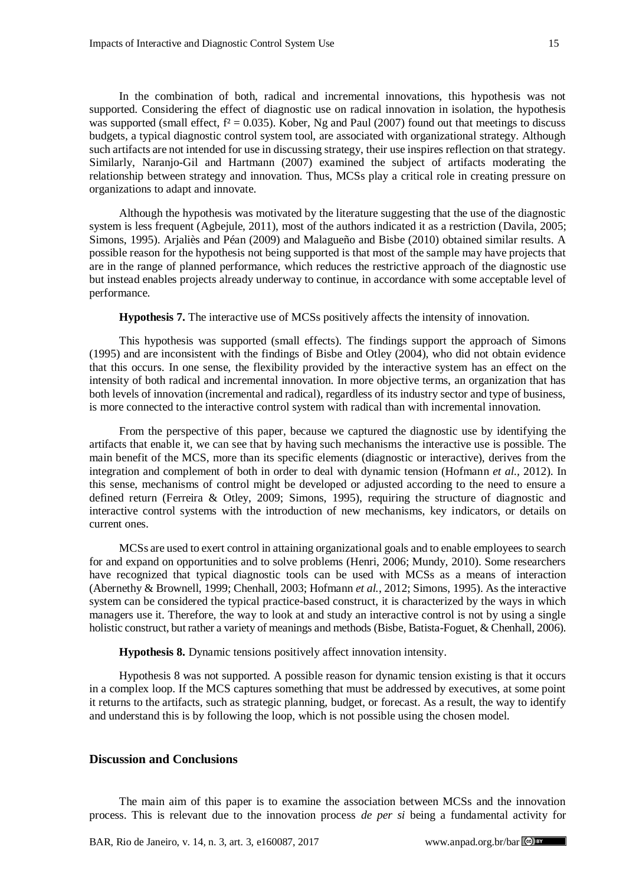In the combination of both, radical and incremental innovations, this hypothesis was not supported. Considering the effect of diagnostic use on radical innovation in isolation, the hypothesis was supported (small effect, $f^2 = 0.035$). Kober, Ng and Paul (2007) found out that meetings to discuss budgets, a typical diagnostic control system tool, are associated with organizational strategy. Although such artifacts are not intended for use in discussing strategy, their use inspires reflection on that strategy. Similarly, Naranjo-Gil and Hartmann (2007) examined the subject of artifacts moderating the relationship between strategy and innovation. Thus, MCSs play a critical role in creating pressure on organizations to adapt and innovate.

Although the hypothesis was motivated by the literature suggesting that the use of the diagnostic system is less frequent (Agbejule, 2011), most of the authors indicated it as a restriction (Davila, 2005; Simons, 1995). Arjaliès and Péan (2009) and Malagueño and Bisbe (2010) obtained similar results. A possible reason for the hypothesis not being supported is that most of the sample may have projects that are in the range of planned performance, which reduces the restrictive approach of the diagnostic use but instead enables projects already underway to continue, in accordance with some acceptable level of performance.

**Hypothesis 7.** The interactive use of MCSs positively affects the intensity of innovation.

This hypothesis was supported (small effects). The findings support the approach of Simons (1995) and are inconsistent with the findings of Bisbe and Otley (2004), who did not obtain evidence that this occurs. In one sense, the flexibility provided by the interactive system has an effect on the intensity of both radical and incremental innovation. In more objective terms, an organization that has both levels of innovation (incremental and radical), regardless of its industry sector and type of business, is more connected to the interactive control system with radical than with incremental innovation.

From the perspective of this paper, because we captured the diagnostic use by identifying the artifacts that enable it, we can see that by having such mechanisms the interactive use is possible. The main benefit of the MCS, more than its specific elements (diagnostic or interactive), derives from the integration and complement of both in order to deal with dynamic tension (Hofmann *et al.*, 2012). In this sense, mechanisms of control might be developed or adjusted according to the need to ensure a defined return (Ferreira & Otley, 2009; Simons, 1995), requiring the structure of diagnostic and interactive control systems with the introduction of new mechanisms, key indicators, or details on current ones.

MCSs are used to exert control in attaining organizational goals and to enable employees to search for and expand on opportunities and to solve problems (Henri, 2006; Mundy, 2010). Some researchers have recognized that typical diagnostic tools can be used with MCSs as a means of interaction (Abernethy & Brownell, 1999; Chenhall, 2003; Hofmann *et al.*, 2012; Simons, 1995). As the interactive system can be considered the typical practice-based construct, it is characterized by the ways in which managers use it. Therefore, the way to look at and study an interactive control is not by using a single holistic construct, but rather a variety of meanings and methods (Bisbe, Batista-Foguet, & Chenhall, 2006).

**Hypothesis 8.** Dynamic tensions positively affect innovation intensity.

Hypothesis 8 was not supported. A possible reason for dynamic tension existing is that it occurs in a complex loop. If the MCS captures something that must be addressed by executives, at some point it returns to the artifacts, such as strategic planning, budget, or forecast. As a result, the way to identify and understand this is by following the loop, which is not possible using the chosen model.

## Discussion and Conclusions

The main aim of this paper is to examine the association between MCSs and the innovation process. This is relevant due to the innovation process *de per si* being a fundamental activity for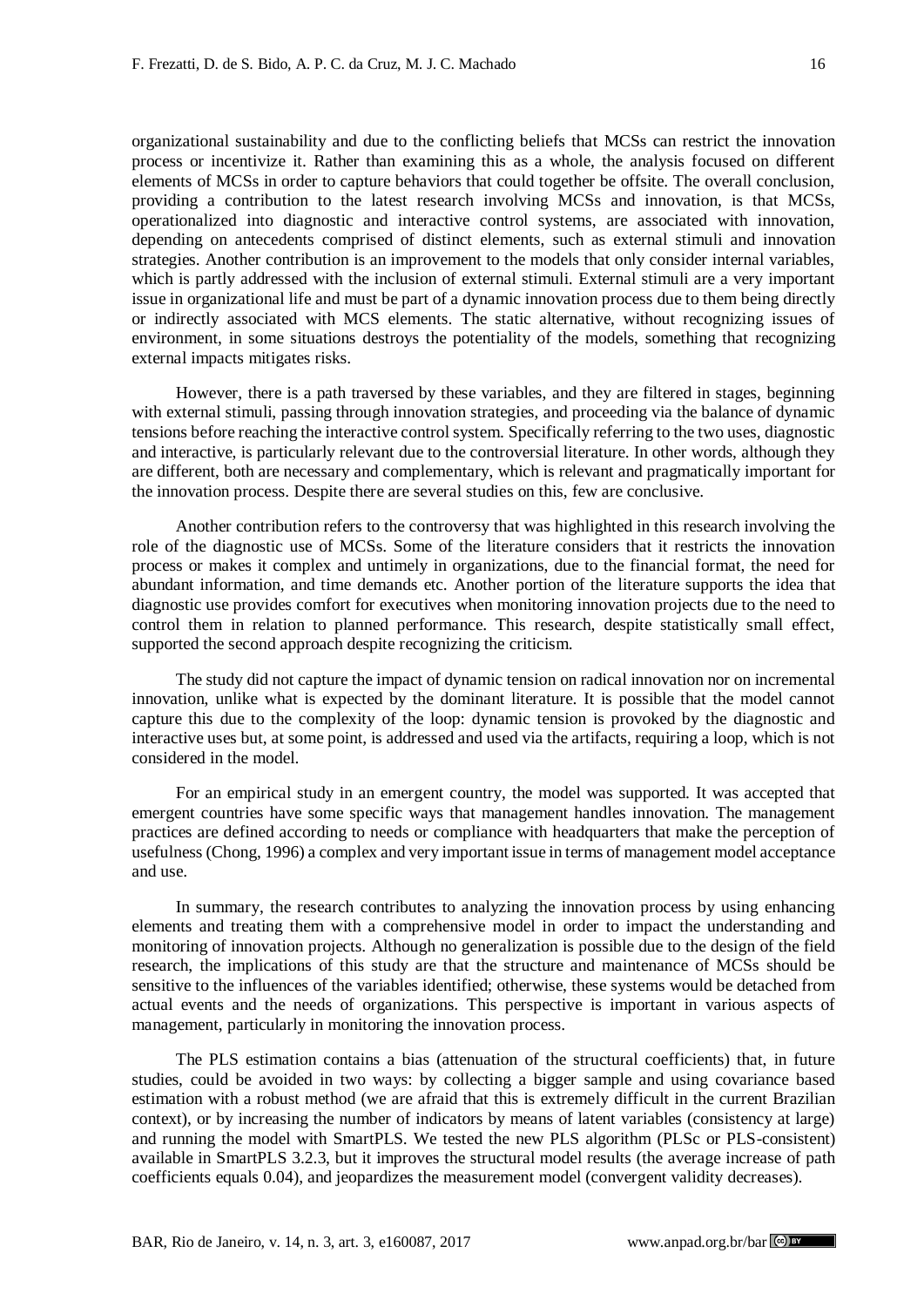organizational sustainability and due to the conflicting beliefs that MCSs can restrict the innovation process or incentivize it. Rather than examining this as a whole, the analysis focused on different elements of MCSs in order to capture behaviors that could together be offsite. The overall conclusion, providing a contribution to the latest research involving MCSs and innovation, is that MCSs, operationalized into diagnostic and interactive control systems, are associated with innovation, depending on antecedents comprised of distinct elements, such as external stimuli and innovation strategies. Another contribution is an improvement to the models that only consider internal variables, which is partly addressed with the inclusion of external stimuli. External stimuli are a very important issue in organizational life and must be part of a dynamic innovation process due to them being directly or indirectly associated with MCS elements. The static alternative, without recognizing issues of environment, in some situations destroys the potentiality of the models, something that recognizing external impacts mitigates risks.

However, there is a path traversed by these variables, and they are filtered in stages, beginning with external stimuli, passing through innovation strategies, and proceeding via the balance of dynamic tensions before reaching the interactive control system. Specifically referring to the two uses, diagnostic and interactive, is particularly relevant due to the controversial literature. In other words, although they are different, both are necessary and complementary, which is relevant and pragmatically important for the innovation process. Despite there are several studies on this, few are conclusive.

Another contribution refers to the controversy that was highlighted in this research involving the role of the diagnostic use of MCSs. Some of the literature considers that it restricts the innovation process or makes it complex and untimely in organizations, due to the financial format, the need for abundant information, and time demands etc. Another portion of the literature supports the idea that diagnostic use provides comfort for executives when monitoring innovation projects due to the need to control them in relation to planned performance. This research, despite statistically small effect, supported the second approach despite recognizing the criticism.

The study did not capture the impact of dynamic tension on radical innovation nor on incremental innovation, unlike what is expected by the dominant literature. It is possible that the model cannot capture this due to the complexity of the loop: dynamic tension is provoked by the diagnostic and interactive uses but, at some point, is addressed and used via the artifacts, requiring a loop, which is not considered in the model.

For an empirical study in an emergent country, the model was supported. It was accepted that emergent countries have some specific ways that management handles innovation. The management practices are defined according to needs or compliance with headquarters that make the perception of usefulness (Chong, 1996) a complex and very important issue in terms of management model acceptance and use.

In summary, the research contributes to analyzing the innovation process by using enhancing elements and treating them with a comprehensive model in order to impact the understanding and monitoring of innovation projects. Although no generalization is possible due to the design of the field research, the implications of this study are that the structure and maintenance of MCSs should be sensitive to the influences of the variables identified; otherwise, these systems would be detached from actual events and the needs of organizations. This perspective is important in various aspects of management, particularly in monitoring the innovation process.

The PLS estimation contains a bias (attenuation of the structural coefficients) that, in future studies, could be avoided in two ways: by collecting a bigger sample and using covariance based estimation with a robust method (we are afraid that this is extremely difficult in the current Brazilian context), or by increasing the number of indicators by means of latent variables (consistency at large) and running the model with SmartPLS. We tested the new PLS algorithm (PLSc or PLS-consistent) available in SmartPLS 3.2.3, but it improves the structural model results (the average increase of path coefficients equals 0.04), and jeopardizes the measurement model (convergent validity decreases).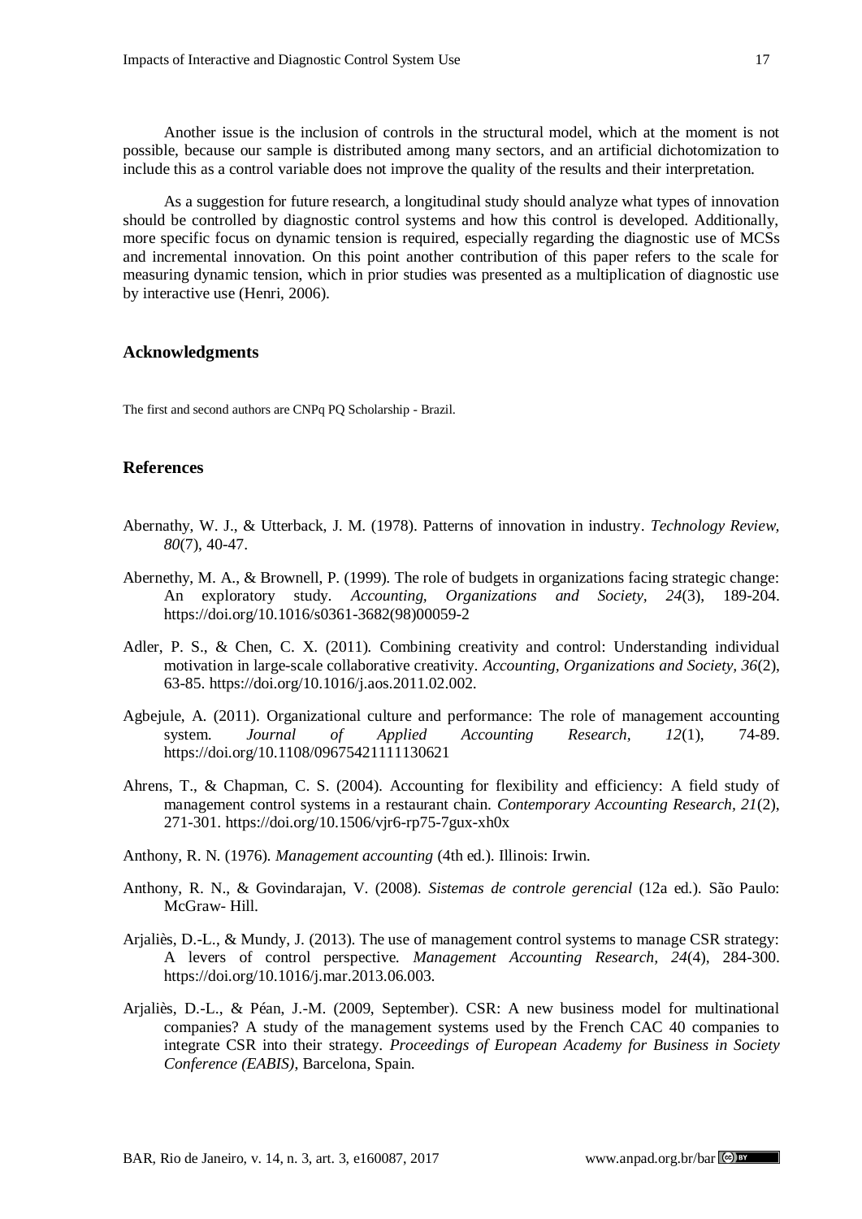Another issue is the inclusion of controls in the structural model, which at the moment is not possible, because our sample is distributed among many sectors, and an artificial dichotomization to include this as a control variable does not improve the quality of the results and their interpretation.

As a suggestion for future research, a longitudinal study should analyze what types of innovation should be controlled by diagnostic control systems and how this control is developed. Additionally, more specific focus on dynamic tension is required, especially regarding the diagnostic use of MCSs and incremental innovation. On this point another contribution of this paper refers to the scale for measuring dynamic tension, which in prior studies was presented as a multiplication of diagnostic use by interactive use (Henri, 2006).

## Acknowledgments

The first and second authors are CNPq PQ Scholarship - Brazil.

## References

Abernathy, W. J., & Utterback, J. M. (1978). Patterns of innovation in industry. *Technology Review, 80*(7), 40-47.

Abernethy, M. A., & Brownell, P. (1999). The role of budgets in organizations facing strategic change: An exploratory study. *Accounting, Organizations and Society, 24*(3), 189-204. https://doi.org/10.1016/s0361-3682(98)00059-2

Adler, P. S., & Chen, C. X. (2011). Combining creativity and control: Understanding individual motivation in large-scale collaborative creativity. *Accounting, Organizations and Society, 36*(2), 63-85. https://doi.org/10.1016/j.aos.2011.02.002.

Agbejule, A. (2011). Organizational culture and performance: The role of management accounting system. *Journal of Applied Accounting Research, 12*(1), 74-89. https://doi.org/10.1108/09675421111130621

Ahrens, T., & Chapman, C. S. (2004). Accounting for flexibility and efficiency: A field study of management control systems in a restaurant chain. *Contemporary Accounting Research, 21*(2), 271-301. https://doi.org/10.1506/vjr6-rp75-7gux-xh0x

Anthony, R. N. (1976). *Management accounting* (4th ed.). Illinois: Irwin.

Anthony, R. N., & Govindarajan, V. (2008). *Sistemas de controle gerencial* (12a ed.). São Paulo: McGraw- Hill.

Arjaliès, D.-L., & Mundy, J. (2013). The use of management control systems to manage CSR strategy: A levers of control perspective. *Management Accounting Research, 24*(4), 284-300. https://doi.org/10.1016/j.mar.2013.06.003.

Arjaliès, D.-L., & Péan, J.-M. (2009, September). CSR: A new business model for multinational companies? A study of the management systems used by the French CAC 40 companies to integrate CSR into their strategy. *Proceedings of European Academy for Business in Society Conference (EABIS)*, Barcelona, Spain.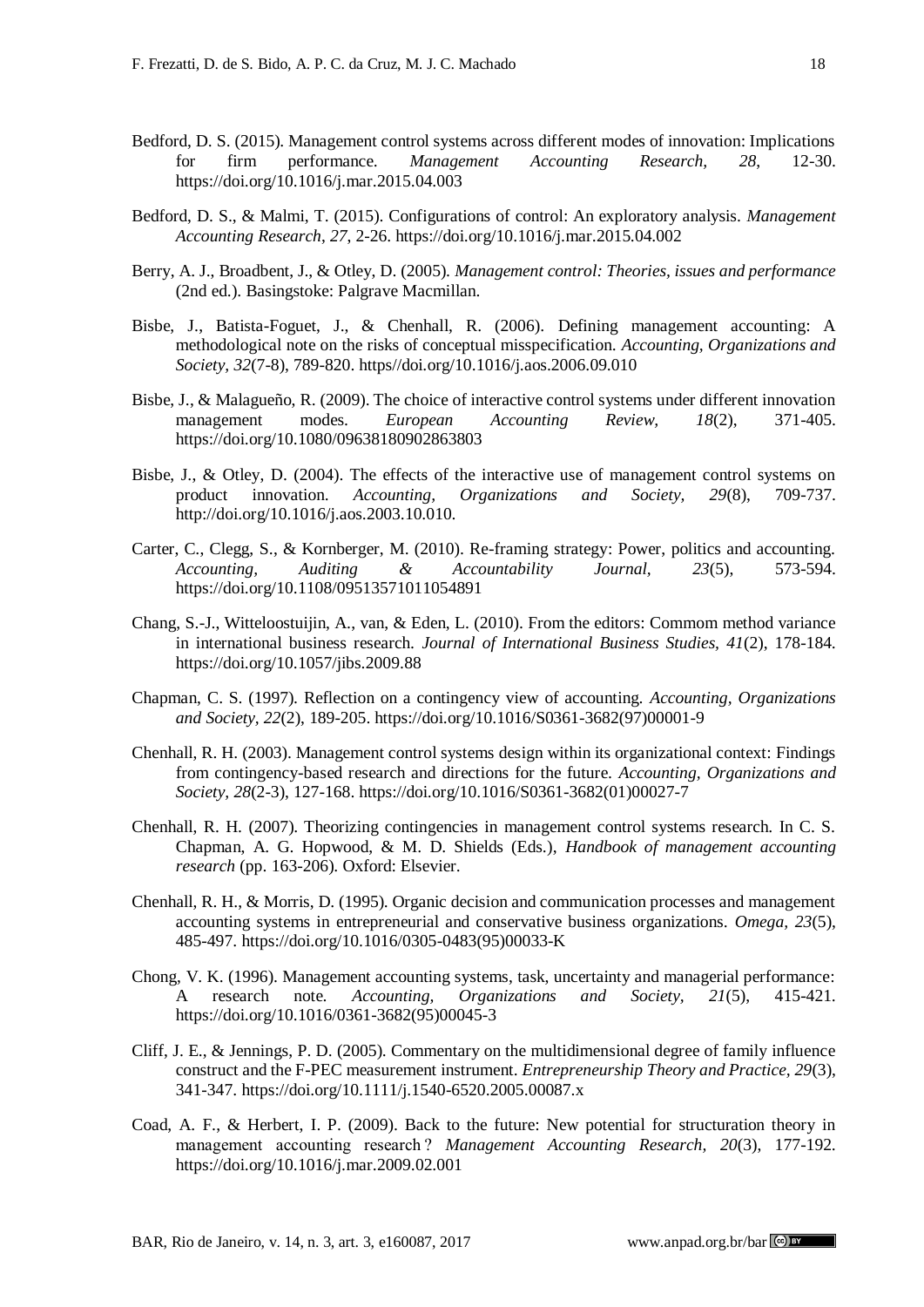Bedford, D. S. (2015). Management control systems across different modes of innovation: Implications for firm performance. *Management Accounting Research, 28*, 12-30. https://doi.org/10.1016/j.mar.2015.04.003

Bedford, D. S., & Malmi, T. (2015). Configurations of control: An exploratory analysis. *Management Accounting Research*, *27*, 2-26. https://doi.org/10.1016/j.mar.2015.04.002

Berry, A. J., Broadbent, J., & Otley, D. (2005). *Management control: Theories, issues and performance* (2nd ed.). Basingstoke: Palgrave Macmillan.

Bisbe, J., Batista-Foguet, J., & Chenhall, R. (2006). Defining management accounting: A methodological note on the risks of conceptual misspecification. *Accounting, Organizations and Society, 32*(7-8), 789-820. https//doi.org/10.1016/j.aos.2006.09.010

Bisbe, J., & Malagueño, R. (2009). The choice of interactive control systems under different innovation management modes. *European Accounting Review, 18*(2), 371-405. https://doi.org/10.1080/09638180902863803

Bisbe, J., & Otley, D. (2004). The effects of the interactive use of management control systems on product innovation. *Accounting, Organizations and Society, 29*(8), 709-737. http://doi.org/10.1016/j.aos.2003.10.010.

Carter, C., Clegg, S., & Kornberger, M. (2010). Re-framing strategy: Power, politics and accounting. *Accounting, Auditing & Accountability Journal, 23*(5), 573-594. https://doi.org/10.1108/09513571011054891

Chang, S.-J., Witteloostuijin, A., van, & Eden, L. (2010). From the editors: Commom method variance in international business research. *Journal of International Business Studies, 41*(2), 178-184. https://doi.org/10.1057/jibs.2009.88

Chapman, C. S. (1997). Reflection on a contingency view of accounting. *Accounting, Organizations and Society*, *22*(2), 189-205. https://doi.org/10.1016/S0361-3682(97)00001-9

Chenhall, R. H. (2003). Management control systems design within its organizational context: Findings from contingency-based research and directions for the future. *Accounting, Organizations and Society, 28*(2-3), 127-168. https://doi.org/10.1016/S0361-3682(01)00027-7

Chenhall, R. H. (2007). Theorizing contingencies in management control systems research. In C. S. Chapman, A. G. Hopwood, & M. D. Shields (Eds.), *Handbook of management accounting research* (pp. 163-206). Oxford: Elsevier.

Chenhall, R. H., & Morris, D. (1995). Organic decision and communication processes and management accounting systems in entrepreneurial and conservative business organizations. *Omega, 23*(5), 485-497. https://doi.org/10.1016/0305-0483(95)00033-K

Chong, V. K. (1996). Management accounting systems, task, uncertainty and managerial performance: A research note. *Accounting, Organizations and Society, 21*(5), 415-421. https://doi.org/10.1016/0361-3682(95)00045-3

Cliff, J. E., & Jennings, P. D. (2005). Commentary on the multidimensional degree of family influence construct and the F-PEC measurement instrument. *Entrepreneurship Theory and Practice, 29*(3), 341-347. https://doi.org/10.1111/j.1540-6520.2005.00087.x

Coad, A. F., & Herbert, I. P. (2009). Back to the future: New potential for structuration theory in management accounting research ? *Management Accounting Research, 20*(3), 177-192. https://doi.org/10.1016/j.mar.2009.02.001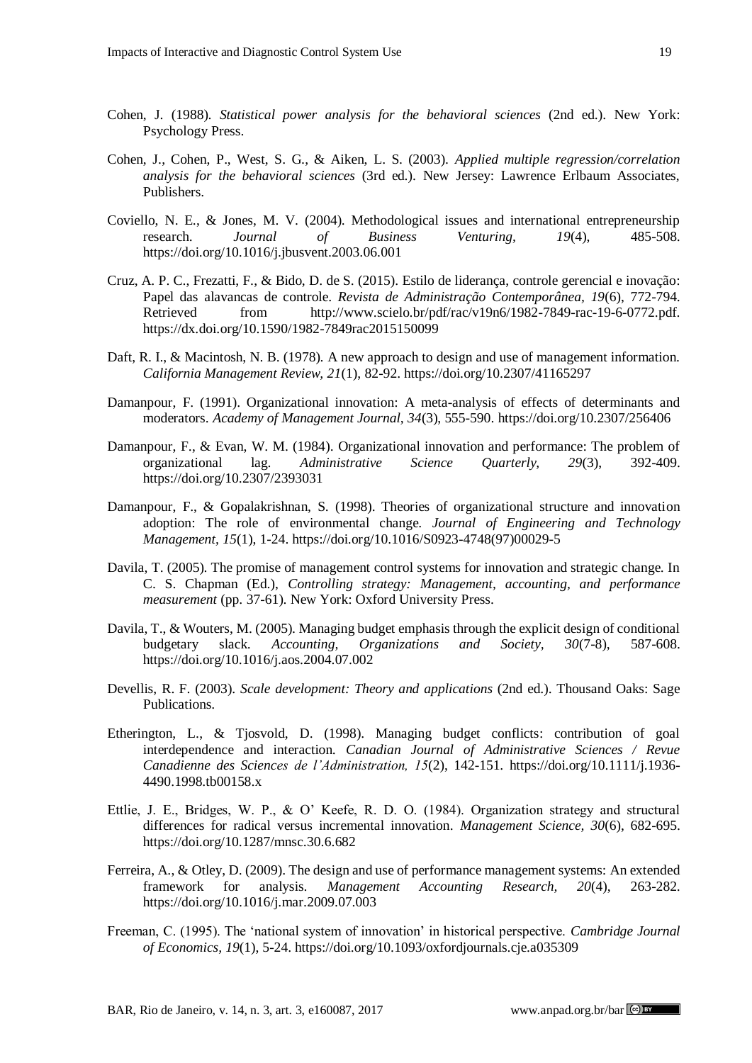Cohen, J. (1988). *Statistical power analysis for the behavioral sciences* (2nd ed.). New York: Psychology Press.

Cohen, J., Cohen, P., West, S. G., & Aiken, L. S. (2003). *Applied multiple regression/correlation analysis for the behavioral sciences* (3rd ed.). New Jersey: Lawrence Erlbaum Associates, Publishers.

Coviello, N. E., & Jones, M. V. (2004). Methodological issues and international entrepreneurship research. *Journal of Business Venturing, 19*(4), 485-508. https://doi.org/10.1016/j.jbusvent.2003.06.001

Cruz, A. P. C., Frezatti, F., & Bido, D. de S. (2015). Estilo de liderança, controle gerencial e inovação: Papel das alavancas de controle. *Revista de Administração Contemporânea, 19*(6), 772-794. Retrieved from http://www.scielo.br/pdf/rac/v19n6/1982-7849-rac-19-6-0772.pdf. https://dx.doi.org/10.1590/1982-7849rac2015150099

Daft, R. I., & Macintosh, N. B. (1978). A new approach to design and use of management information. *California Management Review, 21*(1), 82-92. https://doi.org/10.2307/41165297

Damanpour, F. (1991). Organizational innovation: A meta-analysis of effects of determinants and moderators. *Academy of Management Journal, 34*(3), 555-590. https://doi.org/10.2307/256406

Damanpour, F., & Evan, W. M. (1984). Organizational innovation and performance: The problem of organizational lag. *Administrative Science Quarterly, 29*(3), 392-409. https://doi.org/10.2307/2393031

Damanpour, F., & Gopalakrishnan, S. (1998). Theories of organizational structure and innovation adoption: The role of environmental change. *Journal of Engineering and Technology Management, 15*(1), 1-24. https://doi.org/10.1016/S0923-4748(97)00029-5

Davila, T. (2005). The promise of management control systems for innovation and strategic change. In C. S. Chapman (Ed.), *Controlling strategy: Management, accounting, and performance measurement* (pp. 37-61). New York: Oxford University Press.

Davila, T., & Wouters, M. (2005). Managing budget emphasis through the explicit design of conditional budgetary slack. *Accounting, Organizations and Society, 30*(7-8), 587-608. https://doi.org/10.1016/j.aos.2004.07.002

Devellis, R. F. (2003). *Scale development: Theory and applications* (2nd ed.). Thousand Oaks: Sage Publications.

Etherington, L., & Tjosvold, D. (1998). Managing budget conflicts: contribution of goal interdependence and interaction. *Canadian Journal of Administrative Sciences / Revue Canadienne des Sciences de l'Administration, 15*(2), 142-151. https://doi.org/10.1111/j.1936-4490.1998.tb00158.x

Ettlie, J. E., Bridges, W. P., & O' Keefe, R. D. O. (1984). Organization strategy and structural differences for radical versus incremental innovation. *Management Science, 30*(6), 682-695. https://doi.org/10.1287/mnsc.30.6.682

Ferreira, A., & Otley, D. (2009). The design and use of performance management systems: An extended framework for analysis. *Management Accounting Research, 20*(4), 263-282. https://doi.org/10.1016/j.mar.2009.07.003

Freeman, C. (1995). The 'national system of innovation' in historical perspective. *Cambridge Journal of Economics, 19*(1), 5-24. https://doi.org/10.1093/oxfordjournals.cje.a035309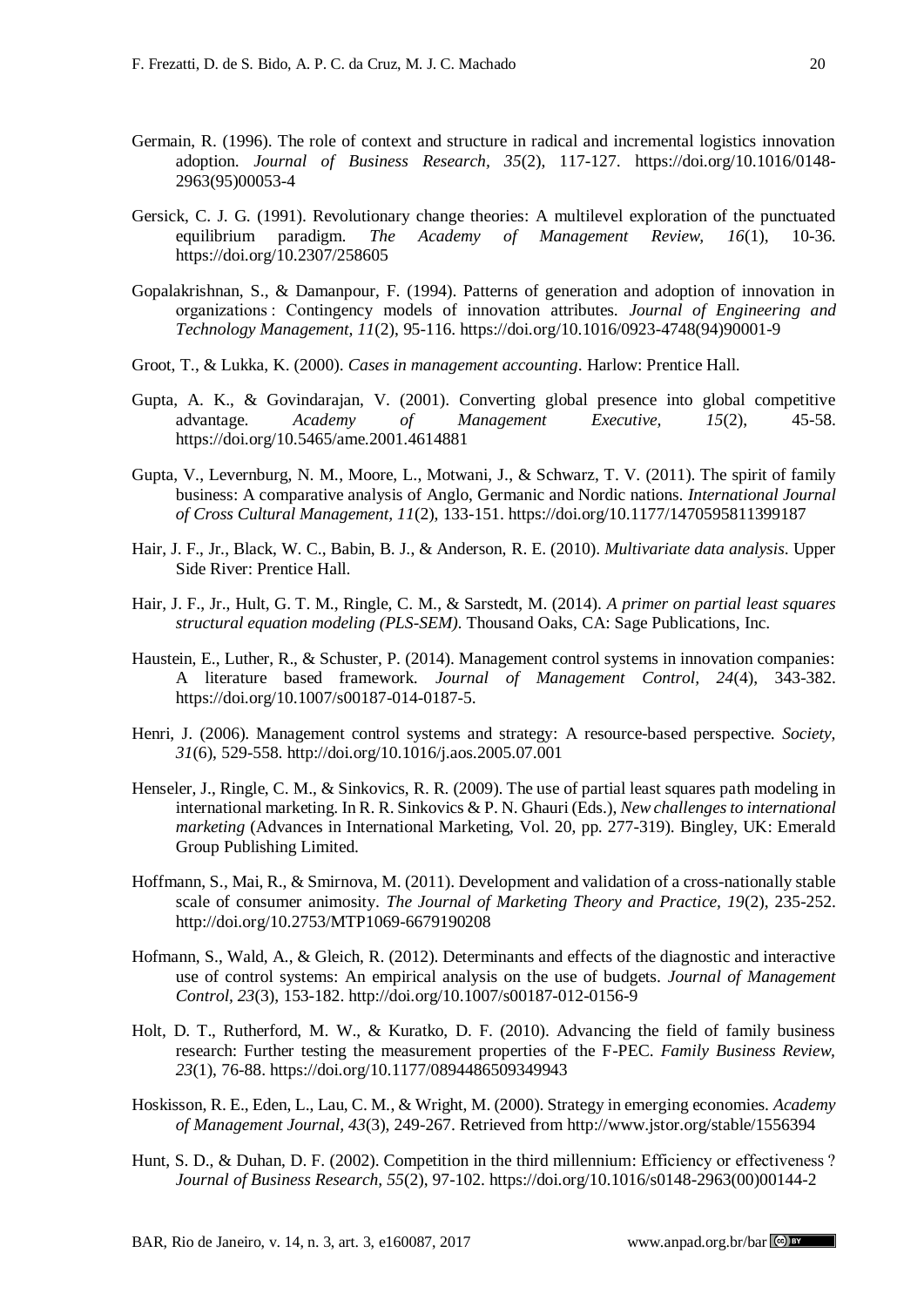Germain, R. (1996). The role of context and structure in radical and incremental logistics innovation adoption. *Journal of Business Research, 35*(2), 117-127. https://doi.org/10.1016/0148-2963(95)00053-4

Gersick, C. J. G. (1991). Revolutionary change theories: A multilevel exploration of the punctuated equilibrium paradigm. *The Academy of Management Review, 16*(1), 10-36. https://doi.org/10.2307/258605

Gopalakrishnan, S., & Damanpour, F. (1994). Patterns of generation and adoption of innovation in organizations : Contingency models of innovation attributes. *Journal of Engineering and Technology Management, 11*(2), 95-116. https://doi.org/10.1016/0923-4748(94)90001-9

Groot, T., & Lukka, K. (2000). *Cases in management accounting*. Harlow: Prentice Hall.

Gupta, A. K., & Govindarajan, V. (2001). Converting global presence into global competitive advantage. *Academy of Management Executive, 15*(2), 45-58. https://doi.org/10.5465/ame.2001.4614881

Gupta, V., Levernburg, N. M., Moore, L., Motwani, J., & Schwarz, T. V. (2011). The spirit of family business: A comparative analysis of Anglo, Germanic and Nordic nations. *International Journal of Cross Cultural Management, 11*(2), 133-151. https://doi.org/10.1177/1470595811399187

Hair, J. F., Jr., Black, W. C., Babin, B. J., & Anderson, R. E. (2010). *Multivariate data analysis*. Upper Side River: Prentice Hall.

Hair, J. F., Jr., Hult, G. T. M., Ringle, C. M., & Sarstedt, M. (2014). *A primer on partial least squares structural equation modeling (PLS-SEM)*. Thousand Oaks, CA: Sage Publications, Inc.

Haustein, E., Luther, R., & Schuster, P. (2014). Management control systems in innovation companies: A literature based framework. *Journal of Management Control, 24*(4), 343-382. https://doi.org/10.1007/s00187-014-0187-5.

Henri, J. (2006). Management control systems and strategy: A resource-based perspective. *Society, 31*(6), 529-558. http://doi.org/10.1016/j.aos.2005.07.001

Henseler, J., Ringle, C. M., & Sinkovics, R. R. (2009). The use of partial least squares path modeling in international marketing. In R. R. Sinkovics & P. N. Ghauri (Eds.), *New challenges to international marketing* (Advances in International Marketing, Vol. 20, pp. 277-319). Bingley, UK: Emerald Group Publishing Limited.

Hoffmann, S., Mai, R., & Smirnova, M. (2011). Development and validation of a cross-nationally stable scale of consumer animosity. *The Journal of Marketing Theory and Practice, 19*(2), 235-252. http://doi.org/10.2753/MTP1069-6679190208

Hofmann, S., Wald, A., & Gleich, R. (2012). Determinants and effects of the diagnostic and interactive use of control systems: An empirical analysis on the use of budgets. *Journal of Management Control, 23*(3), 153-182. http://doi.org/10.1007/s00187-012-0156-9

Holt, D. T., Rutherford, M. W., & Kuratko, D. F. (2010). Advancing the field of family business research: Further testing the measurement properties of the F-PEC. *Family Business Review, 23*(1), 76-88. https://doi.org/10.1177/0894486509349943

Hoskisson, R. E., Eden, L., Lau, C. M., & Wright, M. (2000). Strategy in emerging economies. *Academy of Management Journal, 43*(3), 249-267. Retrieved from http://www.jstor.org/stable/1556394

Hunt, S. D., & Duhan, D. F. (2002). Competition in the third millennium: Efficiency or effectiveness ? *Journal of Business Research, 55*(2), 97-102. https://doi.org/10.1016/s0148-2963(00)00144-2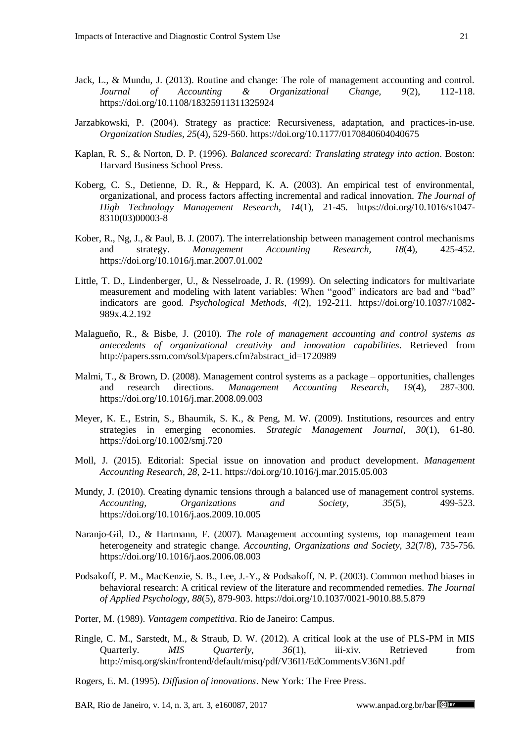Jack, L., & Mundu, J. (2013). Routine and change: The role of management accounting and control. *Journal of Accounting & Organizational Change, 9*(2), 112-118. https://doi.org/10.1108/18325911311325924

Jarzabkowski, P. (2004). Strategy as practice: Recursiveness, adaptation, and practices-in-use. *Organization Studies, 25*(4), 529-560. https://doi.org/10.1177/0170840604040675

Kaplan, R. S., & Norton, D. P. (1996). *Balanced scorecard: Translating strategy into action*. Boston: Harvard Business School Press.

Koberg, C. S., Detienne, D. R., & Heppard, K. A. (2003). An empirical test of environmental, organizational, and process factors affecting incremental and radical innovation. *The Journal of High Technology Management Research, 14*(1), 21-45. https://doi.org/10.1016/s1047-8310(03)00003-8

Kober, R., Ng, J., & Paul, B. J. (2007). The interrelationship between management control mechanisms and strategy. *Management Accounting Research, 18*(4), 425-452. https://doi.org/10.1016/j.mar.2007.01.002

Little, T. D., Lindenberger, U., & Nesselroade, J. R. (1999). On selecting indicators for multivariate measurement and modeling with latent variables: When "good" indicators are bad and "bad" indicators are good. *Psychological Methods, 4*(2), 192-211. https://doi.org/10.1037//1082-989x.4.2.192

Malagueño, R., & Bisbe, J. (2010). *The role of management accounting and control systems as antecedents of organizational creativity and innovation capabilities*. Retrieved from http://papers.ssrn.com/sol3/papers.cfm?abstract_id=1720989

Malmi, T., & Brown, D. (2008). Management control systems as a package – opportunities, challenges and research directions. *Management Accounting Research, 19*(4), 287-300. https://doi.org/10.1016/j.mar.2008.09.003

Meyer, K. E., Estrin, S., Bhaumik, S. K., & Peng, M. W. (2009). Institutions, resources and entry strategies in emerging economies. *Strategic Management Journal, 30*(1), 61-80. https://doi.org/10.1002/smj.720

Moll, J. (2015). Editorial: Special issue on innovation and product development. *Management Accounting Research, 28*, 2-11. https://doi.org/10.1016/j.mar.2015.05.003

Mundy, J. (2010). Creating dynamic tensions through a balanced use of management control systems. *Accounting, Organizations and Society, 35*(5), 499-523. https://doi.org/10.1016/j.aos.2009.10.005

Naranjo-Gil, D., & Hartmann, F. (2007). Management accounting systems, top management team heterogeneity and strategic change. *Accounting, Organizations and Society, 32*(7/8), 735-756. https://doi.org/10.1016/j.aos.2006.08.003

Podsakoff, P. M., MacKenzie, S. B., Lee, J.-Y., & Podsakoff, N. P. (2003). Common method biases in behavioral research: A critical review of the literature and recommended remedies. *The Journal of Applied Psychology, 88*(5), 879-903. https://doi.org/10.1037/0021-9010.88.5.879

Porter, M. (1989). *Vantagem competitiva*. Rio de Janeiro: Campus.

Ringle, C. M., Sarstedt, M., & Straub, D. W. (2012). A critical look at the use of PLS-PM in MIS Quarterly. *MIS Quarterly, 36*(1), iii-xiv. Retrieved from http://misq.org/skin/frontend/default/misq/pdf/V36I1/EdCommentsV36N1.pdf

Rogers, E. M. (1995). *Diffusion of innovations*. New York: The Free Press.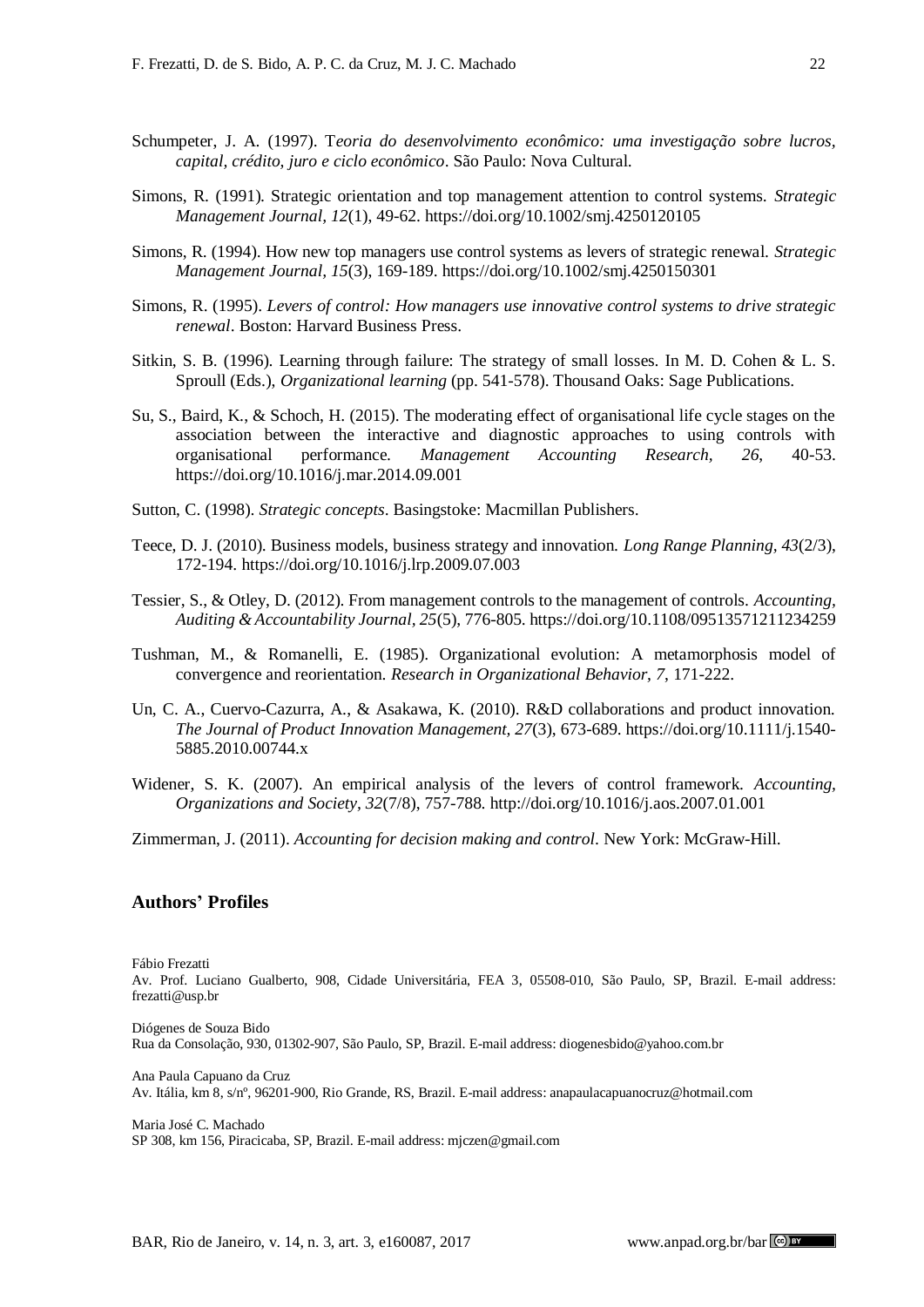Schumpeter, J. A. (1997). T*eoria do desenvolvimento econômico: uma investigação sobre lucros, capital, crédito, juro e ciclo econômico*. São Paulo: Nova Cultural.

Simons, R. (1991). Strategic orientation and top management attention to control systems. *Strategic Management Journal, 12*(1), 49-62. https://doi.org/10.1002/smj.4250120105

Simons, R. (1994). How new top managers use control systems as levers of strategic renewal. *Strategic Management Journal, 15*(3), 169-189. https://doi.org/10.1002/smj.4250150301

Simons, R. (1995). *Levers of control: How managers use innovative control systems to drive strategic renewal*. Boston: Harvard Business Press.

Sitkin, S. B. (1996). Learning through failure: The strategy of small losses. In M. D. Cohen & L. S. Sproull (Eds.), *Organizational learning* (pp. 541-578). Thousand Oaks: Sage Publications.

Su, S., Baird, K., & Schoch, H. (2015). The moderating effect of organisational life cycle stages on the association between the interactive and diagnostic approaches to using controls with organisational performance. *Management Accounting Research, 26*, 40-53. https://doi.org/10.1016/j.mar.2014.09.001

Sutton, C. (1998). *Strategic concepts*. Basingstoke: Macmillan Publishers.

Teece, D. J. (2010). Business models, business strategy and innovation. *Long Range Planning, 43*(2/3), 172-194. https://doi.org/10.1016/j.lrp.2009.07.003

Tessier, S., & Otley, D. (2012). From management controls to the management of controls. *Accounting, Auditing & Accountability Journal, 25*(5), 776-805. https://doi.org/10.1108/09513571211234259

Tushman, M., & Romanelli, E. (1985). Organizational evolution: A metamorphosis model of convergence and reorientation. *Research in Organizational Behavior, 7*, 171-222.

Un, C. A., Cuervo-Cazurra, A., & Asakawa, K. (2010). R&D collaborations and product innovation. *The Journal of Product Innovation Management, 27*(3), 673-689. https://doi.org/10.1111/j.1540-5885.2010.00744.x

Widener, S. K. (2007). An empirical analysis of the levers of control framework. *Accounting, Organizations and Society, 32*(7/8), 757-788. http://doi.org/10.1016/j.aos.2007.01.001

Zimmerman, J. (2011). *Accounting for decision making and control*. New York: McGraw-Hill.

## Authors' Profiles

Fábio Frezatti
Av. Prof. Luciano Gualberto, 908, Cidade Universitária, FEA 3, 05508-010, São Paulo, SP, Brazil. E-mail address: frezatti@usp.br

Diógenes de Souza Bido
Rua da Consolação, 930, 01302-907, São Paulo, SP, Brazil. E-mail address: diogenesbido@yahoo.com.br

Ana Paula Capuano da Cruz
Av. Itália, km 8, s/nº, 96201-900, Rio Grande, RS, Brazil. E-mail address: anapaulacapuanocruz@hotmail.com

Maria José C. Machado
SP 308, km 156, Piracicaba, SP, Brazil. E-mail address: mjczen@gmail.com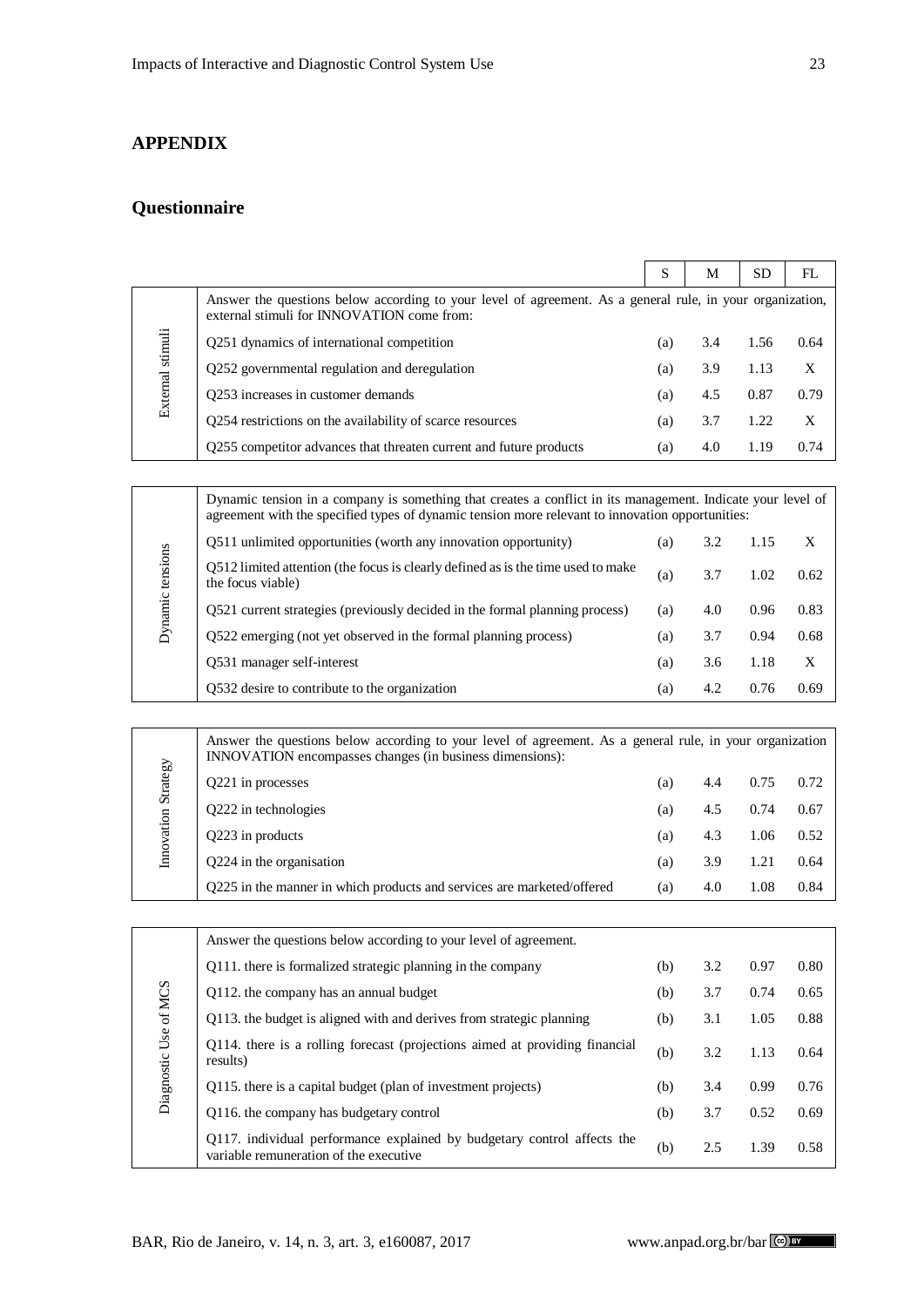## APPENDIX

## Questionnaire

| | | S | M | SD | FL |
|---|---|---|---|---|---|
| External stimuli | Answer the questions below according to your level of agreement. As a general rule, in your organization, external stimuli for INNOVATION come from: | | | | |
| | Q251 dynamics of international competition | (a) | 3.4 | 1.56 | 0.64 |
| | Q252 governmental regulation and deregulation | (a) | 3.9 | 1.13 | X |
| | Q253 increases in customer demands | (a) | 4.5 | 0.87 | 0.79 |
| | Q254 restrictions on the availability of scarce resources | (a) | 3.7 | 1.22 | X |
| | Q255 competitor advances that threaten current and future products | (a) | 4.0 | 1.19 | 0.74 |
| Dynamic tensions | Dynamic tension in a company is something that creates a conflict in its management. Indicate your level of agreement with the specified types of dynamic tension more relevant to innovation opportunities: | | | | |
| | Q511 unlimited opportunities (worth any innovation opportunity) | (a) | 3.2 | 1.15 | X |
| | Q512 limited attention (the focus is clearly defined as is the time used to make the focus viable) | (a) | 3.7 | 1.02 | 0.62 |
| | Q521 current strategies (previously decided in the formal planning process) | (a) | 4.0 | 0.96 | 0.83 |
| | Q522 emerging (not yet observed in the formal planning process) | (a) | 3.7 | 0.94 | 0.68 |
| | Q531 manager self-interest | (a) | 3.6 | 1.18 | X |
| | Q532 desire to contribute to the organization | (a) | 4.2 | 0.76 | 0.69 |
| Innovation Strategy | Answer the questions below according to your level of agreement. As a general rule, in your organization INNOVATION encompasses changes (in business dimensions): | | | | |
| | Q221 in processes | (a) | 4.4 | 0.75 | 0.72 |
| | Q222 in technologies | (a) | 4.5 | 0.74 | 0.67 |
| | Q223 in products | (a) | 4.3 | 1.06 | 0.52 |
| | Q224 in the organisation | (a) | 3.9 | 1.21 | 0.64 |
| | Q225 in the manner in which products and services are marketed/offered | (a) | 4.0 | 1.08 | 0.84 |
| Diagnostic Use of MCS | Answer the questions below according to your level of agreement. | | | | |
| | Q111. there is formalized strategic planning in the company | (b) | 3.2 | 0.97 | 0.80 |
| | Q112. the company has an annual budget | (b) | 3.7 | 0.74 | 0.65 |
| | Q113. the budget is aligned with and derives from strategic planning | (b) | 3.1 | 1.05 | 0.88 |
| | Q114. there is a rolling forecast (projections aimed at providing financial results) | (b) | 3.2 | 1.13 | 0.64 |
| | Q115. there is a capital budget (plan of investment projects) | (b) | 3.4 | 0.99 | 0.76 |
| | Q116. the company has budgetary control | (b) | 3.7 | 0.52 | 0.69 |
| | Q117. individual performance explained by budgetary control affects the variable remuneration of the executive | (b) | 2.5 | 1.39 | 0.58 |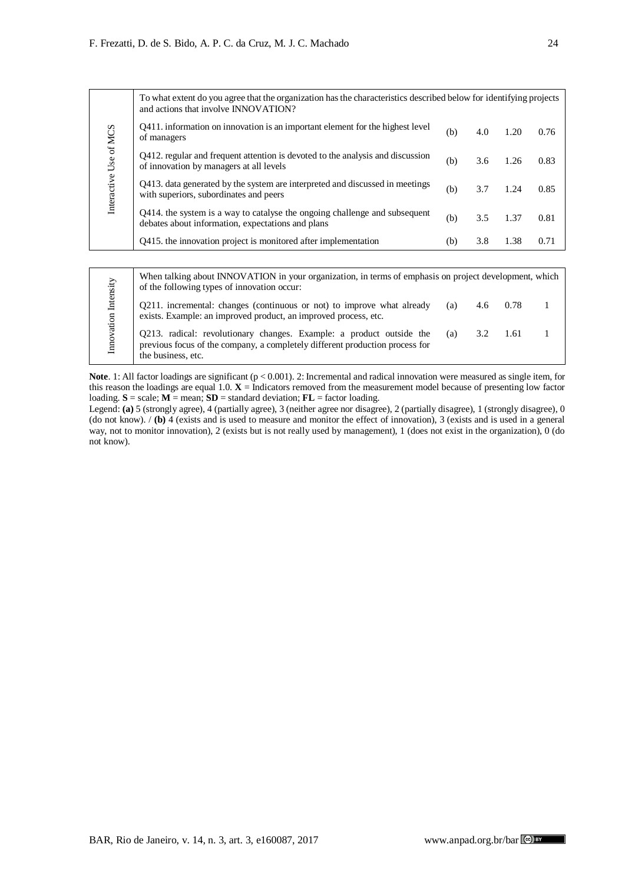| | | | | | |
|---|---|---|---|---|---|
| Interactive Use of MCS | To what extent do you agree that the organization has the characteristics described below for identifying projects and actions that involve INNOVATION? | | | | |
| | Q411. information on innovation is an important element for the highest level of managers | (b) | 4.0 | 1.20 | 0.76 |
| | Q412. regular and frequent attention is devoted to the analysis and discussion of innovation by managers at all levels | (b) | 3.6 | 1.26 | 0.83 |
| | Q413. data generated by the system are interpreted and discussed in meetings with superiors, subordinates and peers | (b) | 3.7 | 1.24 | 0.85 |
| | Q414. the system is a way to catalyse the ongoing challenge and subsequent debates about information, expectations and plans | (b) | 3.5 | 1.37 | 0.81 |
| | Q415. the innovation project is monitored after implementation | (b) | 3.8 | 1.38 | 0.71 |
| Innovation Intensity | When talking about INNOVATION in your organization, in terms of emphasis on project development, which of the following types of innovation occur: | | | | |
| | Q211. incremental: changes (continuous or not) to improve what already exists. Example: an improved product, an improved process, etc. | (a) | 4.6 | 0.78 | 1 |
| | Q213. radical: revolutionary changes. Example: a product outside the previous focus of the company, a completely different production process for the business, etc. | (a) | 3.2 | 1.61 | 1 |

**Note**. 1: All factor loadings are significant ($p < 0.001$). 2: Incremental and radical innovation were measured as single item, for this reason the loadings are equal 1.0. **X** = Indicators removed from the measurement model because of presenting low factor loading. **S** = scale; **M** = mean; **SD** = standard deviation; **FL** = factor loading.

Legend: **(a)** 5 (strongly agree), 4 (partially agree), 3 (neither agree nor disagree), 2 (partially disagree), 1 (strongly disagree), 0 (do not know). / **(b)** 4 (exists and is used to measure and monitor the effect of innovation), 3 (exists and is used in a general way, not to monitor innovation), 2 (exists but is not really used by management), 1 (does not exist in the organization), 0 (do not know).